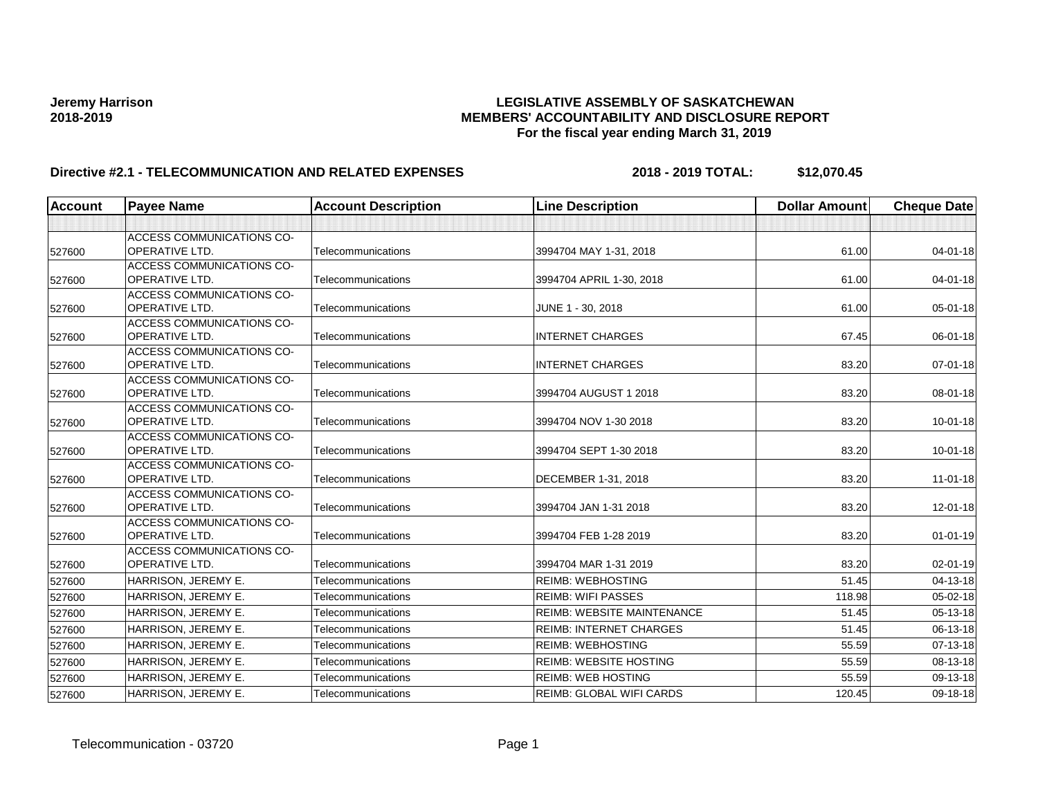**Jeremy Harrison**
**2018-2019**

**LEGISLATIVE ASSEMBLY OF SASKATCHEWAN**
**MEMBERS' ACCOUNTABILITY AND DISCLOSURE REPORT**
**For the fiscal year ending March 31, 2019**

**Directive #2.1 - TELECOMMUNICATION AND RELATED EXPENSES** **2018 - 2019 TOTAL: $12,070.45**

| Account | Payee Name | Account Description | Line Description | Dollar Amount | Cheque Date |
|---|---|---|---|---|---|
| | | | | | |
| 527600 | ACCESS COMMUNICATIONS CO-OPERATIVE LTD. | Telecommunications | 3994704 MAY 1-31, 2018 | 61.00 | 04-01-18 |
| 527600 | ACCESS COMMUNICATIONS CO-OPERATIVE LTD. | Telecommunications | 3994704 APRIL 1-30, 2018 | 61.00 | 04-01-18 |
| 527600 | ACCESS COMMUNICATIONS CO-OPERATIVE LTD. | Telecommunications | JUNE 1 - 30, 2018 | 61.00 | 05-01-18 |
| 527600 | ACCESS COMMUNICATIONS CO-OPERATIVE LTD. | Telecommunications | INTERNET CHARGES | 67.45 | 06-01-18 |
| 527600 | ACCESS COMMUNICATIONS CO-OPERATIVE LTD. | Telecommunications | INTERNET CHARGES | 83.20 | 07-01-18 |
| 527600 | ACCESS COMMUNICATIONS CO-OPERATIVE LTD. | Telecommunications | 3994704 AUGUST 1 2018 | 83.20 | 08-01-18 |
| 527600 | ACCESS COMMUNICATIONS CO-OPERATIVE LTD. | Telecommunications | 3994704 NOV 1-30 2018 | 83.20 | 10-01-18 |
| 527600 | ACCESS COMMUNICATIONS CO-OPERATIVE LTD. | Telecommunications | 3994704 SEPT 1-30 2018 | 83.20 | 10-01-18 |
| 527600 | ACCESS COMMUNICATIONS CO-OPERATIVE LTD. | Telecommunications | DECEMBER 1-31, 2018 | 83.20 | 11-01-18 |
| 527600 | ACCESS COMMUNICATIONS CO-OPERATIVE LTD. | Telecommunications | 3994704 JAN 1-31 2018 | 83.20 | 12-01-18 |
| 527600 | ACCESS COMMUNICATIONS CO-OPERATIVE LTD. | Telecommunications | 3994704 FEB 1-28 2019 | 83.20 | 01-01-19 |
| 527600 | ACCESS COMMUNICATIONS CO-OPERATIVE LTD. | Telecommunications | 3994704 MAR 1-31 2019 | 83.20 | 02-01-19 |
| 527600 | HARRISON, JEREMY E. | Telecommunications | REIMB: WEBHOSTING | 51.45 | 04-13-18 |
| 527600 | HARRISON, JEREMY E. | Telecommunications | REIMB: WIFI PASSES | 118.98 | 05-02-18 |
| 527600 | HARRISON, JEREMY E. | Telecommunications | REIMB: WEBSITE MAINTENANCE | 51.45 | 05-13-18 |
| 527600 | HARRISON, JEREMY E. | Telecommunications | REIMB: INTERNET CHARGES | 51.45 | 06-13-18 |
| 527600 | HARRISON, JEREMY E. | Telecommunications | REIMB: WEBHOSTING | 55.59 | 07-13-18 |
| 527600 | HARRISON, JEREMY E. | Telecommunications | REIMB: WEBSITE HOSTING | 55.59 | 08-13-18 |
| 527600 | HARRISON, JEREMY E. | Telecommunications | REIMB: WEB HOSTING | 55.59 | 09-13-18 |
| 527600 | HARRISON, JEREMY E. | Telecommunications | REIMB: GLOBAL WIFI CARDS | 120.45 | 09-18-18 |

Telecommunication - 03720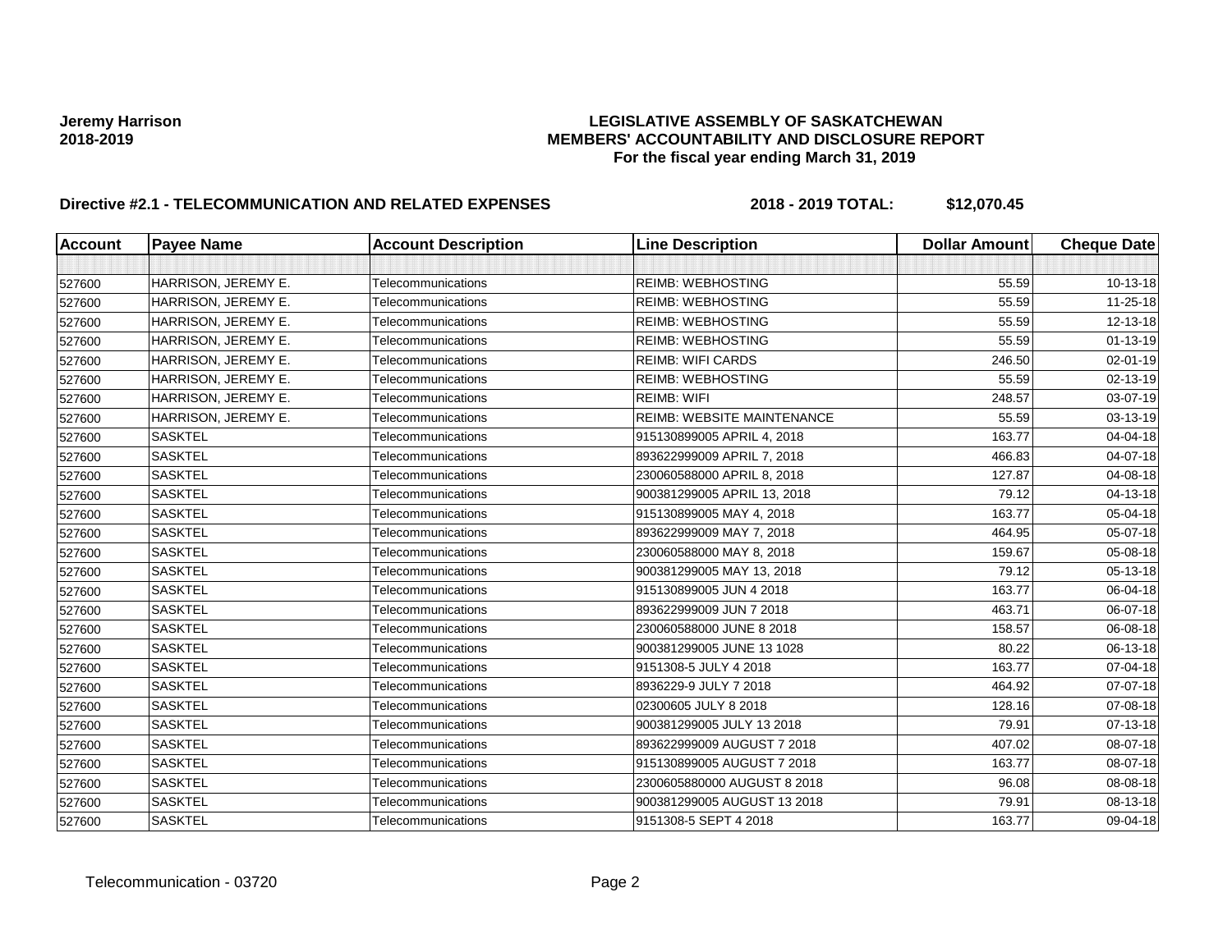**Jeremy Harrison**
**2018-2019**

**LEGISLATIVE ASSEMBLY OF SASKATCHEWAN**
**MEMBERS' ACCOUNTABILITY AND DISCLOSURE REPORT**
**For the fiscal year ending March 31, 2019**

**Directive #2.1 - TELECOMMUNICATION AND RELATED EXPENSES** **2018 - 2019 TOTAL: $12,070.45**

| Account | Payee Name | Account Description | Line Description | Dollar Amount | Cheque Date |
|---|---|---|---|---|---|
| | | | | | |
| 527600 | HARRISON, JEREMY E. | Telecommunications | REIMB: WEBHOSTING | 55.59 | 10-13-18 |
| 527600 | HARRISON, JEREMY E. | Telecommunications | REIMB: WEBHOSTING | 55.59 | 11-25-18 |
| 527600 | HARRISON, JEREMY E. | Telecommunications | REIMB: WEBHOSTING | 55.59 | 12-13-18 |
| 527600 | HARRISON, JEREMY E. | Telecommunications | REIMB: WEBHOSTING | 55.59 | 01-13-19 |
| 527600 | HARRISON, JEREMY E. | Telecommunications | REIMB: WIFI CARDS | 246.50 | 02-01-19 |
| 527600 | HARRISON, JEREMY E. | Telecommunications | REIMB: WEBHOSTING | 55.59 | 02-13-19 |
| 527600 | HARRISON, JEREMY E. | Telecommunications | REIMB: WIFI | 248.57 | 03-07-19 |
| 527600 | HARRISON, JEREMY E. | Telecommunications | REIMB: WEBSITE MAINTENANCE | 55.59 | 03-13-19 |
| 527600 | SASKTEL | Telecommunications | 915130899005 APRIL 4, 2018 | 163.77 | 04-04-18 |
| 527600 | SASKTEL | Telecommunications | 893622999009 APRIL 7, 2018 | 466.83 | 04-07-18 |
| 527600 | SASKTEL | Telecommunications | 230060588000 APRIL 8, 2018 | 127.87 | 04-08-18 |
| 527600 | SASKTEL | Telecommunications | 900381299005 APRIL 13, 2018 | 79.12 | 04-13-18 |
| 527600 | SASKTEL | Telecommunications | 915130899005 MAY 4, 2018 | 163.77 | 05-04-18 |
| 527600 | SASKTEL | Telecommunications | 893622999009 MAY 7, 2018 | 464.95 | 05-07-18 |
| 527600 | SASKTEL | Telecommunications | 230060588000 MAY 8, 2018 | 159.67 | 05-08-18 |
| 527600 | SASKTEL | Telecommunications | 900381299005 MAY 13, 2018 | 79.12 | 05-13-18 |
| 527600 | SASKTEL | Telecommunications | 915130899005 JUN 4 2018 | 163.77 | 06-04-18 |
| 527600 | SASKTEL | Telecommunications | 893622999009 JUN 7 2018 | 463.71 | 06-07-18 |
| 527600 | SASKTEL | Telecommunications | 230060588000 JUNE 8 2018 | 158.57 | 06-08-18 |
| 527600 | SASKTEL | Telecommunications | 900381299005 JUNE 13 1028 | 80.22 | 06-13-18 |
| 527600 | SASKTEL | Telecommunications | 9151308-5 JULY 4 2018 | 163.77 | 07-04-18 |
| 527600 | SASKTEL | Telecommunications | 8936229-9 JULY 7 2018 | 464.92 | 07-07-18 |
| 527600 | SASKTEL | Telecommunications | 02300605 JULY 8 2018 | 128.16 | 07-08-18 |
| 527600 | SASKTEL | Telecommunications | 900381299005 JULY 13 2018 | 79.91 | 07-13-18 |
| 527600 | SASKTEL | Telecommunications | 893622999009 AUGUST 7 2018 | 407.02 | 08-07-18 |
| 527600 | SASKTEL | Telecommunications | 915130899005 AUGUST 7 2018 | 163.77 | 08-07-18 |
| 527600 | SASKTEL | Telecommunications | 2300605880000 AUGUST 8 2018 | 96.08 | 08-08-18 |
| 527600 | SASKTEL | Telecommunications | 900381299005 AUGUST 13 2018 | 79.91 | 08-13-18 |
| 527600 | SASKTEL | Telecommunications | 9151308-5 SEPT 4 2018 | 163.77 | 09-04-18 |

Telecommunication - 03720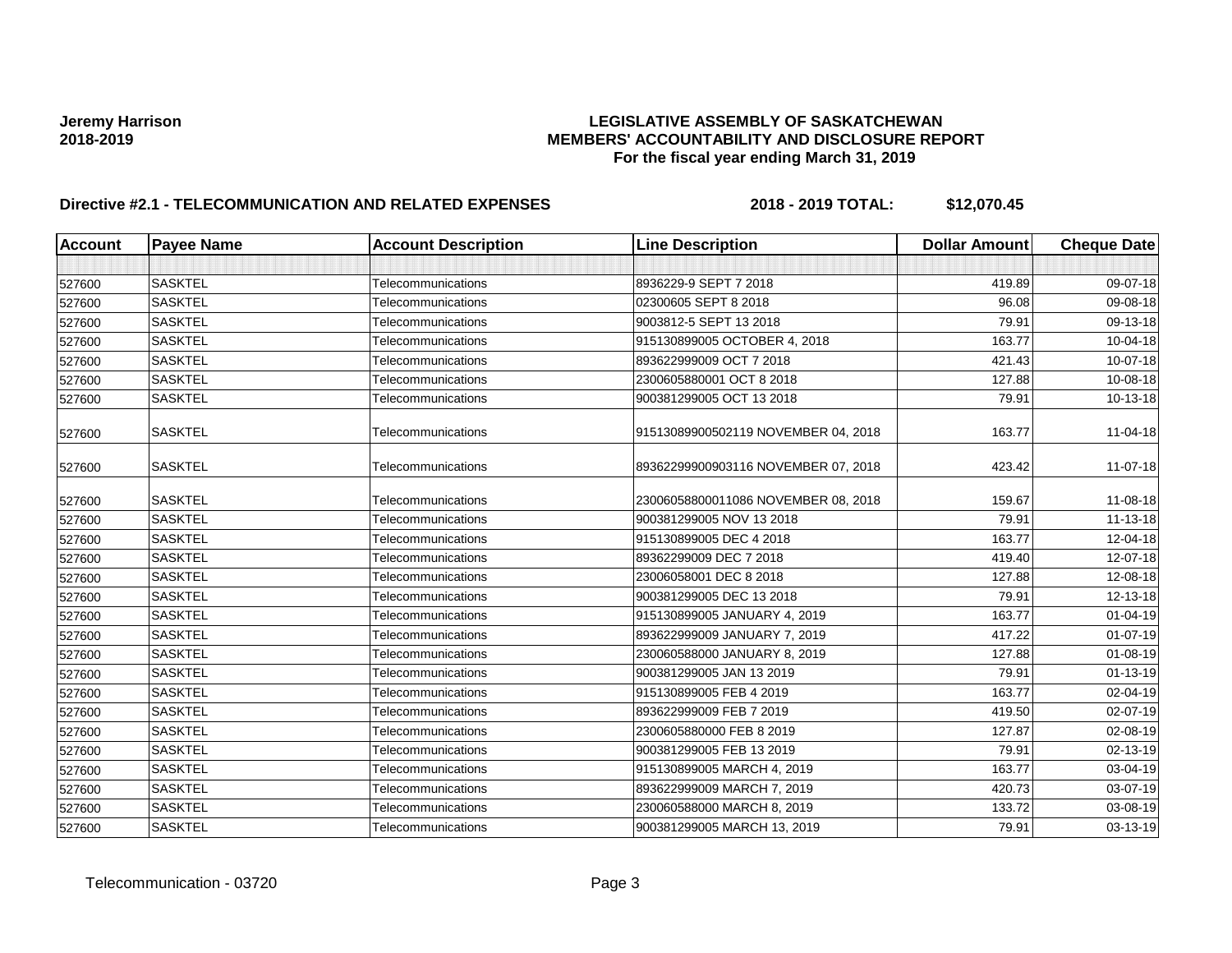**Jeremy Harrison**
**2018-2019**

**LEGISLATIVE ASSEMBLY OF SASKATCHEWAN**
**MEMBERS' ACCOUNTABILITY AND DISCLOSURE REPORT**
**For the fiscal year ending March 31, 2019**

**Directive #2.1 - TELECOMMUNICATION AND RELATED EXPENSES** **2018 - 2019 TOTAL: $12,070.45**

| Account | Payee Name | Account Description | Line Description | Dollar Amount | Cheque Date |
|---|---|---|---|---|---|
| | | | | | |
| 527600 | SASKTEL | Telecommunications | 8936229-9 SEPT 7 2018 | 419.89 | 09-07-18 |
| 527600 | SASKTEL | Telecommunications | 02300605 SEPT 8 2018 | 96.08 | 09-08-18 |
| 527600 | SASKTEL | Telecommunications | 9003812-5 SEPT 13 2018 | 79.91 | 09-13-18 |
| 527600 | SASKTEL | Telecommunications | 915130899005 OCTOBER 4, 2018 | 163.77 | 10-04-18 |
| 527600 | SASKTEL | Telecommunications | 893622999009 OCT 7 2018 | 421.43 | 10-07-18 |
| 527600 | SASKTEL | Telecommunications | 2300605880001 OCT 8 2018 | 127.88 | 10-08-18 |
| 527600 | SASKTEL | Telecommunications | 900381299005 OCT 13 2018 | 79.91 | 10-13-18 |
| 527600 | SASKTEL | Telecommunications | 91513089900502119 NOVEMBER 04, 2018 | 163.77 | 11-04-18 |
| 527600 | SASKTEL | Telecommunications | 89362299900903116 NOVEMBER 07, 2018 | 423.42 | 11-07-18 |
| 527600 | SASKTEL | Telecommunications | 23006058800011086 NOVEMBER 08, 2018 | 159.67 | 11-08-18 |
| 527600 | SASKTEL | Telecommunications | 900381299005 NOV 13 2018 | 79.91 | 11-13-18 |
| 527600 | SASKTEL | Telecommunications | 915130899005 DEC 4 2018 | 163.77 | 12-04-18 |
| 527600 | SASKTEL | Telecommunications | 89362299009 DEC 7 2018 | 419.40 | 12-07-18 |
| 527600 | SASKTEL | Telecommunications | 23006058001 DEC 8 2018 | 127.88 | 12-08-18 |
| 527600 | SASKTEL | Telecommunications | 900381299005 DEC 13 2018 | 79.91 | 12-13-18 |
| 527600 | SASKTEL | Telecommunications | 915130899005 JANUARY 4, 2019 | 163.77 | 01-04-19 |
| 527600 | SASKTEL | Telecommunications | 893622999009 JANUARY 7, 2019 | 417.22 | 01-07-19 |
| 527600 | SASKTEL | Telecommunications | 230060588000 JANUARY 8, 2019 | 127.88 | 01-08-19 |
| 527600 | SASKTEL | Telecommunications | 900381299005 JAN 13 2019 | 79.91 | 01-13-19 |
| 527600 | SASKTEL | Telecommunications | 915130899005 FEB 4 2019 | 163.77 | 02-04-19 |
| 527600 | SASKTEL | Telecommunications | 893622999009 FEB 7 2019 | 419.50 | 02-07-19 |
| 527600 | SASKTEL | Telecommunications | 2300605880000 FEB 8 2019 | 127.87 | 02-08-19 |
| 527600 | SASKTEL | Telecommunications | 900381299005 FEB 13 2019 | 79.91 | 02-13-19 |
| 527600 | SASKTEL | Telecommunications | 915130899005 MARCH 4, 2019 | 163.77 | 03-04-19 |
| 527600 | SASKTEL | Telecommunications | 893622999009 MARCH 7, 2019 | 420.73 | 03-07-19 |
| 527600 | SASKTEL | Telecommunications | 230060588000 MARCH 8, 2019 | 133.72 | 03-08-19 |
| 527600 | SASKTEL | Telecommunications | 900381299005 MARCH 13, 2019 | 79.91 | 03-13-19 |

Telecommunication - 03720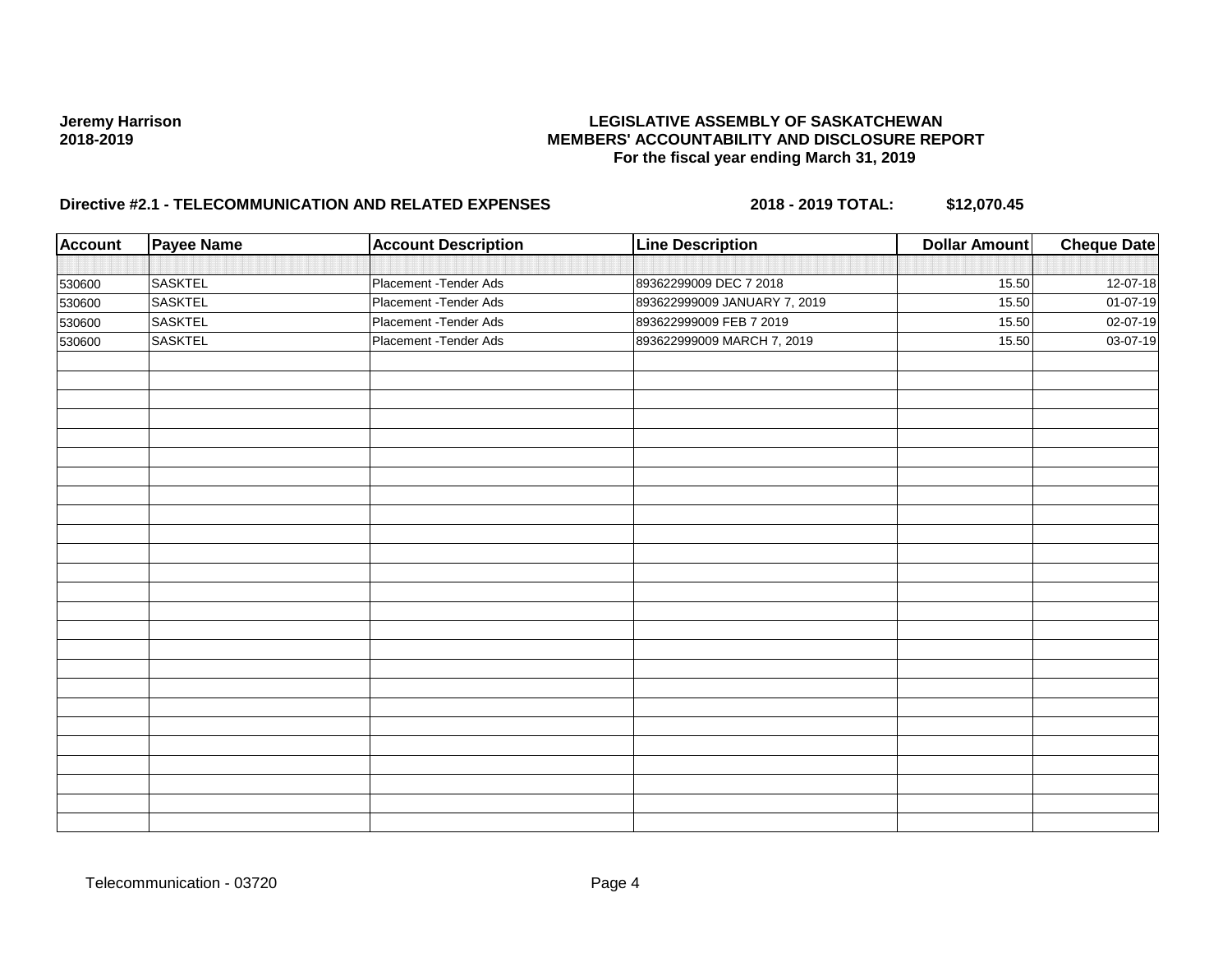**Jeremy Harrison**
**2018-2019**

**LEGISLATIVE ASSEMBLY OF SASKATCHEWAN**
**MEMBERS' ACCOUNTABILITY AND DISCLOSURE REPORT**
**For the fiscal year ending March 31, 2019**

**Directive #2.1 - TELECOMMUNICATION AND RELATED EXPENSES** **2018 - 2019 TOTAL: $12,070.45**

| Account | Payee Name | Account Description | Line Description | Dollar Amount | Cheque Date |
|---|---|---|---|---|---|
| 530600 | SASKTEL | Placement -Tender Ads | 89362299009 DEC 7 2018 | 15.50 | 12-07-18 |
| 530600 | SASKTEL | Placement -Tender Ads | 893622999009 JANUARY 7, 2019 | 15.50 | 01-07-19 |
| 530600 | SASKTEL | Placement -Tender Ads | 893622999009 FEB 7 2019 | 15.50 | 02-07-19 |
| 530600 | SASKTEL | Placement -Tender Ads | 893622999009 MARCH 7, 2019 | 15.50 | 03-07-19 |

Telecommunication - 03720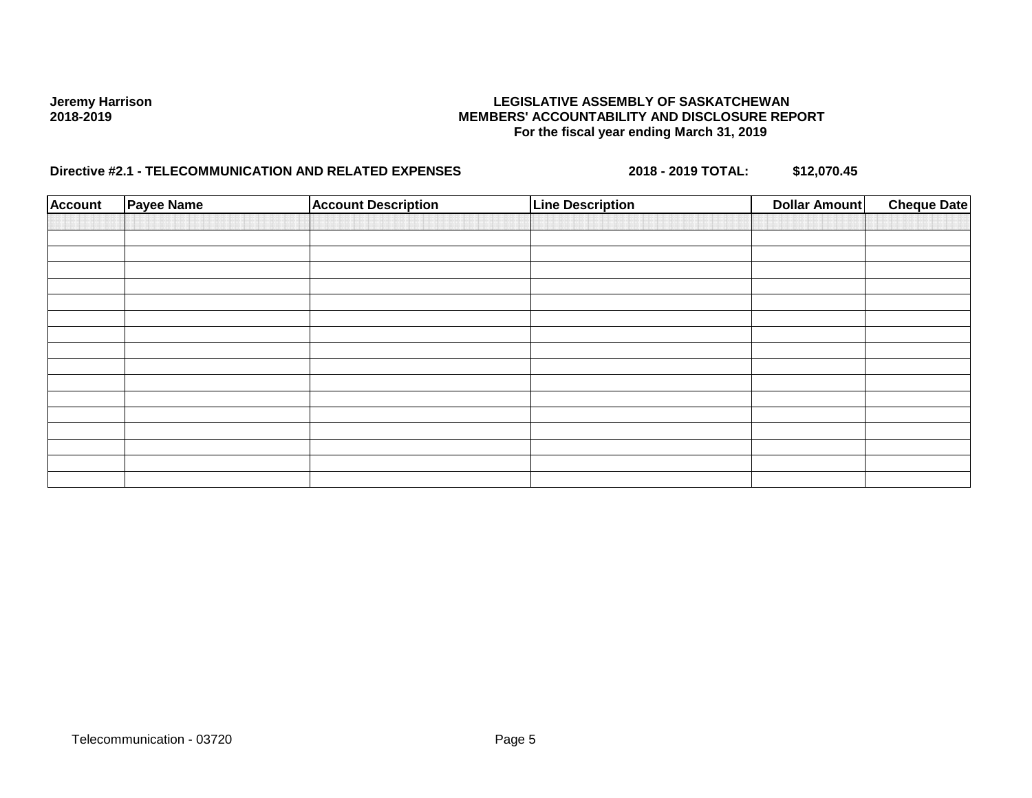Jeremy Harrison
2018-2019

**LEGISLATIVE ASSEMBLY OF SASKATCHEWAN**
**MEMBERS' ACCOUNTABILITY AND DISCLOSURE REPORT**
**For the fiscal year ending March 31, 2019**

**Directive #2.1 - TELECOMMUNICATION AND RELATED EXPENSES** **2018 - 2019 TOTAL: $12,070.45**

| Account | Payee Name | Account Description | Line Description | Dollar Amount | Cheque Date |
|---|---|---|---|---|---|
| | | | | | |
| | | | | | |
| | | | | | |
| | | | | | |
| | | | | | |
| | | | | | |
| | | | | | |
| | | | | | |
| | | | | | |
| | | | | | |
| | | | | | |
| | | | | | |
| | | | | | |
| | | | | | |
| | | | | | |
| | | | | | |

Telecommunication - 03720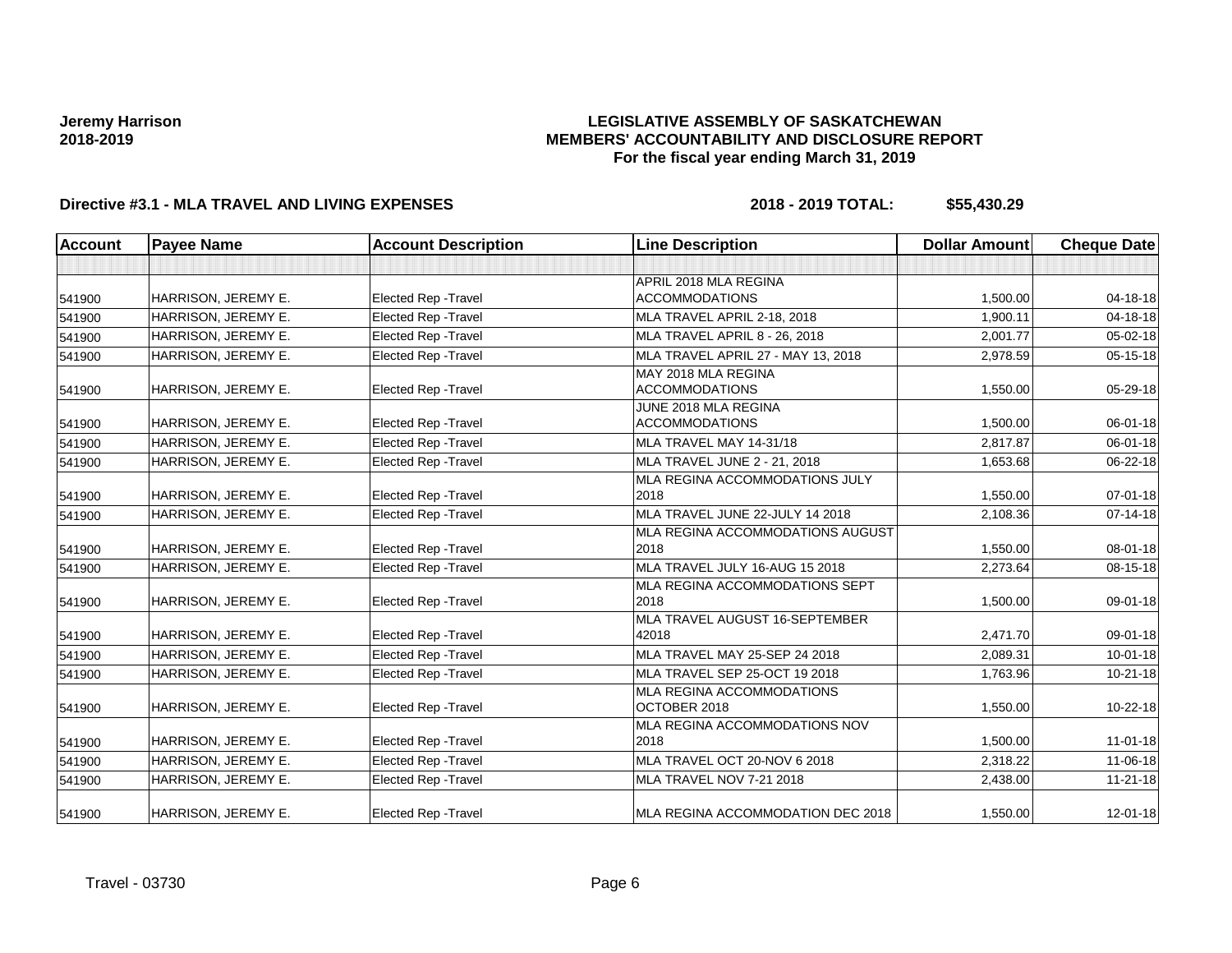**Jeremy Harrison**
**2018-2019**

# LEGISLATIVE ASSEMBLY OF SASKATCHEWAN
## MEMBERS' ACCOUNTABILITY AND DISCLOSURE REPORT
### For the fiscal year ending March 31, 2019

**Directive #3.1 - MLA TRAVEL AND LIVING EXPENSES** **2018 - 2019 TOTAL: $55,430.29**

| Account | Payee Name | Account Description | Line Description | Dollar Amount | Cheque Date |
|---|---|---|---|---|---|
| | | | | | |
| 541900 | HARRISON, JEREMY E. | Elected Rep -Travel | APRIL 2018 MLA REGINA ACCOMMODATIONS | 1,500.00 | 04-18-18 |
| 541900 | HARRISON, JEREMY E. | Elected Rep -Travel | MLA TRAVEL APRIL 2-18, 2018 | 1,900.11 | 04-18-18 |
| 541900 | HARRISON, JEREMY E. | Elected Rep -Travel | MLA TRAVEL APRIL 8 - 26, 2018 | 2,001.77 | 05-02-18 |
| 541900 | HARRISON, JEREMY E. | Elected Rep -Travel | MLA TRAVEL APRIL 27 - MAY 13, 2018 | 2,978.59 | 05-15-18 |
| 541900 | HARRISON, JEREMY E. | Elected Rep -Travel | MAY 2018 MLA REGINA ACCOMMODATIONS | 1,550.00 | 05-29-18 |
| 541900 | HARRISON, JEREMY E. | Elected Rep -Travel | JUNE 2018 MLA REGINA ACCOMMODATIONS | 1,500.00 | 06-01-18 |
| 541900 | HARRISON, JEREMY E. | Elected Rep -Travel | MLA TRAVEL MAY 14-31/18 | 2,817.87 | 06-01-18 |
| 541900 | HARRISON, JEREMY E. | Elected Rep -Travel | MLA TRAVEL JUNE 2 - 21, 2018 | 1,653.68 | 06-22-18 |
| 541900 | HARRISON, JEREMY E. | Elected Rep -Travel | MLA REGINA ACCOMMODATIONS JULY 2018 | 1,550.00 | 07-01-18 |
| 541900 | HARRISON, JEREMY E. | Elected Rep -Travel | MLA TRAVEL JUNE 22-JULY 14 2018 | 2,108.36 | 07-14-18 |
| 541900 | HARRISON, JEREMY E. | Elected Rep -Travel | MLA REGINA ACCOMMODATIONS AUGUST 2018 | 1,550.00 | 08-01-18 |
| 541900 | HARRISON, JEREMY E. | Elected Rep -Travel | MLA TRAVEL JULY 16-AUG 15 2018 | 2,273.64 | 08-15-18 |
| 541900 | HARRISON, JEREMY E. | Elected Rep -Travel | MLA REGINA ACCOMMODATIONS SEPT 2018 | 1,500.00 | 09-01-18 |
| 541900 | HARRISON, JEREMY E. | Elected Rep -Travel | MLA TRAVEL AUGUST 16-SEPTEMBER 42018 | 2,471.70 | 09-01-18 |
| 541900 | HARRISON, JEREMY E. | Elected Rep -Travel | MLA TRAVEL MAY 25-SEP 24 2018 | 2,089.31 | 10-01-18 |
| 541900 | HARRISON, JEREMY E. | Elected Rep -Travel | MLA TRAVEL SEP 25-OCT 19 2018 | 1,763.96 | 10-21-18 |
| 541900 | HARRISON, JEREMY E. | Elected Rep -Travel | MLA REGINA ACCOMMODATIONS OCTOBER 2018 | 1,550.00 | 10-22-18 |
| 541900 | HARRISON, JEREMY E. | Elected Rep -Travel | MLA REGINA ACCOMMODATIONS NOV 2018 | 1,500.00 | 11-01-18 |
| 541900 | HARRISON, JEREMY E. | Elected Rep -Travel | MLA TRAVEL OCT 20-NOV 6 2018 | 2,318.22 | 11-06-18 |
| 541900 | HARRISON, JEREMY E. | Elected Rep -Travel | MLA TRAVEL NOV 7-21 2018 | 2,438.00 | 11-21-18 |
| 541900 | HARRISON, JEREMY E. | Elected Rep -Travel | MLA REGINA ACCOMMODATION DEC 2018 | 1,550.00 | 12-01-18 |

Travel - 03730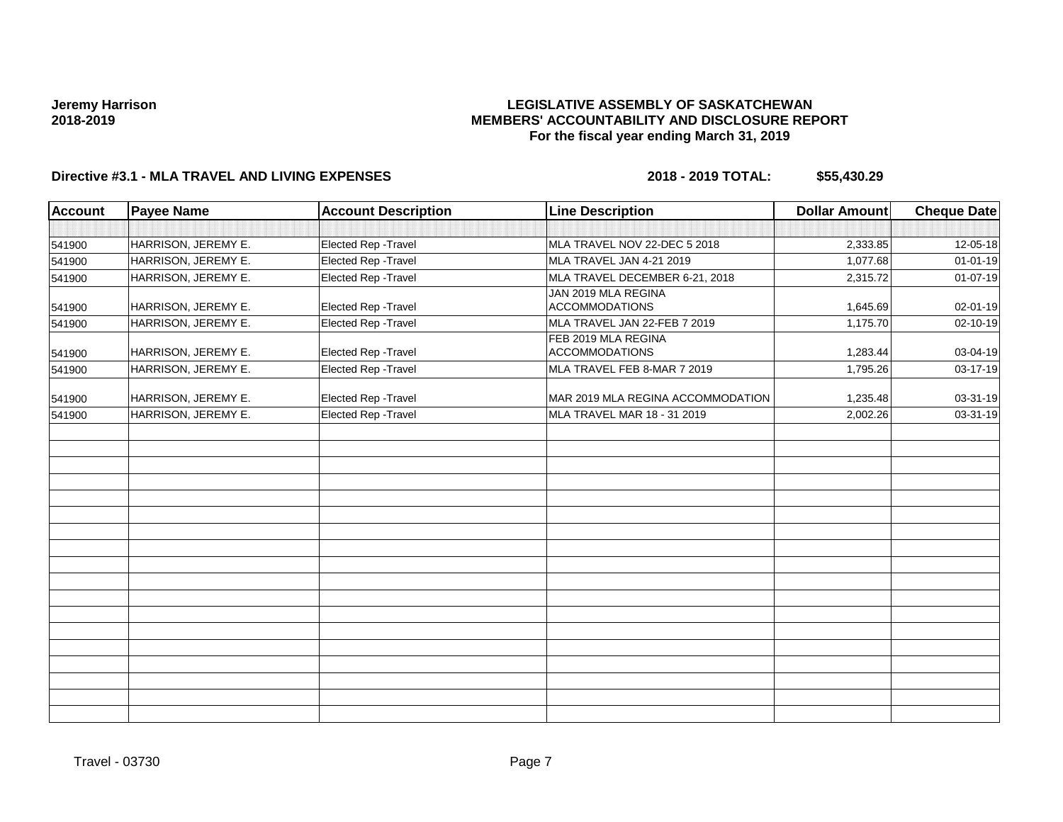**Jeremy Harrison**
**2018-2019**

**LEGISLATIVE ASSEMBLY OF SASKATCHEWAN**
**MEMBERS' ACCOUNTABILITY AND DISCLOSURE REPORT**
**For the fiscal year ending March 31, 2019**

**Directive #3.1 - MLA TRAVEL AND LIVING EXPENSES** **2018 - 2019 TOTAL: $55,430.29**

| Account | Payee Name | Account Description | Line Description | Dollar Amount | Cheque Date |
|---|---|---|---|---|---|
| | | | | | |
| 541900 | HARRISON, JEREMY E. | Elected Rep -Travel | MLA TRAVEL NOV 22-DEC 5 2018 | 2,333.85 | 12-05-18 |
| 541900 | HARRISON, JEREMY E. | Elected Rep -Travel | MLA TRAVEL JAN 4-21 2019 | 1,077.68 | 01-01-19 |
| 541900 | HARRISON, JEREMY E. | Elected Rep -Travel | MLA TRAVEL DECEMBER 6-21, 2018 | 2,315.72 | 01-07-19 |
| 541900 | HARRISON, JEREMY E. | Elected Rep -Travel | JAN 2019 MLA REGINA ACCOMMODATIONS | 1,645.69 | 02-01-19 |
| 541900 | HARRISON, JEREMY E. | Elected Rep -Travel | MLA TRAVEL JAN 22-FEB 7 2019 | 1,175.70 | 02-10-19 |
| 541900 | HARRISON, JEREMY E. | Elected Rep -Travel | FEB 2019 MLA REGINA ACCOMMODATIONS | 1,283.44 | 03-04-19 |
| 541900 | HARRISON, JEREMY E. | Elected Rep -Travel | MLA TRAVEL FEB 8-MAR 7 2019 | 1,795.26 | 03-17-19 |
| 541900 | HARRISON, JEREMY E. | Elected Rep -Travel | MAR 2019 MLA REGINA ACCOMMODATION | 1,235.48 | 03-31-19 |
| 541900 | HARRISON, JEREMY E. | Elected Rep -Travel | MLA TRAVEL MAR 18 - 31 2019 | 2,002.26 | 03-31-19 |

Travel - 03730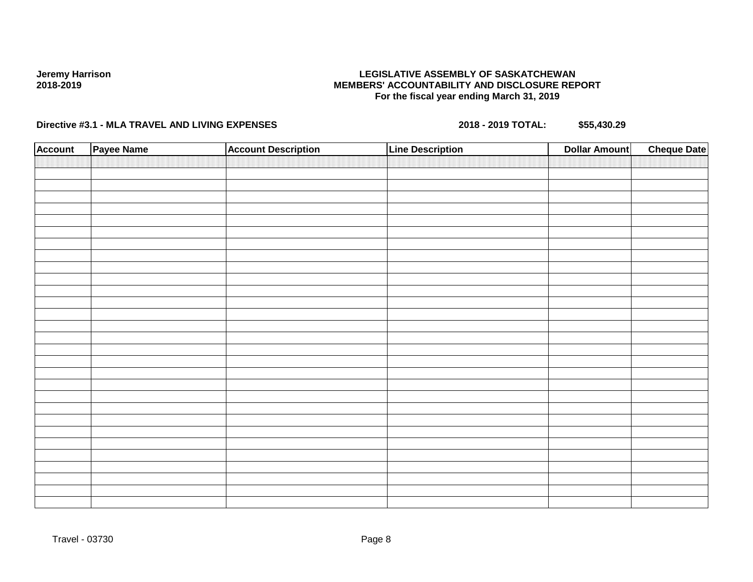**Jeremy Harrison**
**2018-2019**

**LEGISLATIVE ASSEMBLY OF SASKATCHEWAN**
**MEMBERS' ACCOUNTABILITY AND DISCLOSURE REPORT**
**For the fiscal year ending March 31, 2019**

**Directive #3.1 - MLA TRAVEL AND LIVING EXPENSES** **2018 - 2019 TOTAL:** **$55,430.29**

| Account | Payee Name | Account Description | Line Description | Dollar Amount | Cheque Date |
|---|---|---|---|---|---|
| | | | | | |

Travel - 03730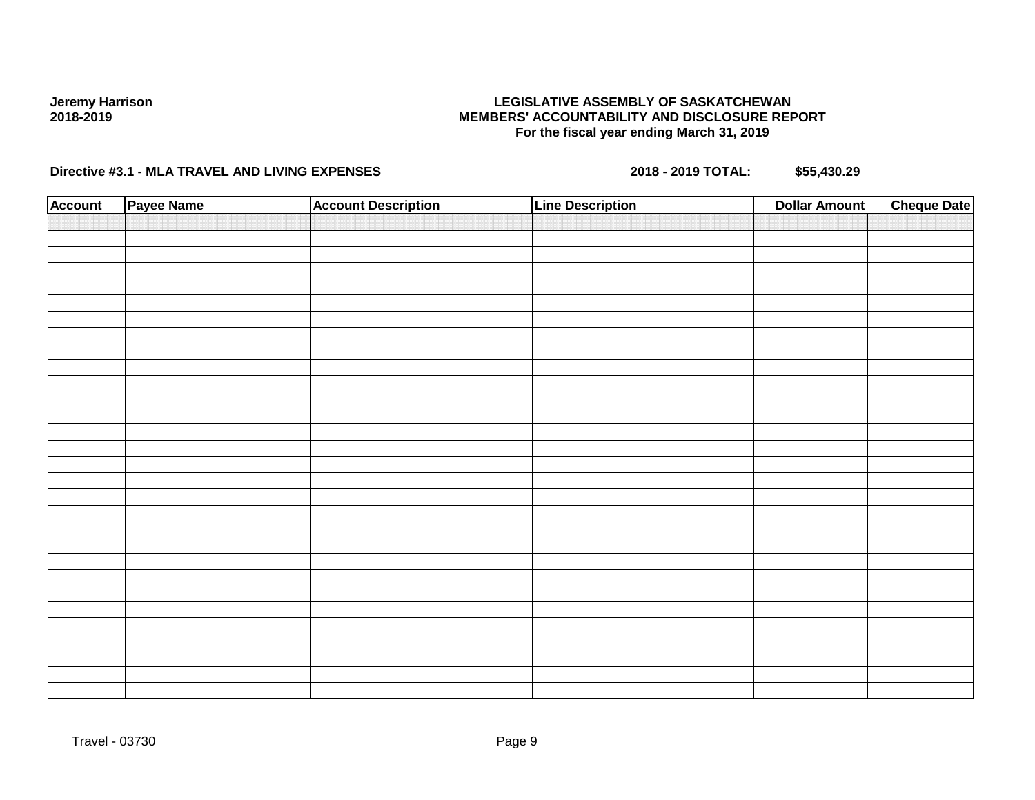**Jeremy Harrison**
**2018-2019**

**LEGISLATIVE ASSEMBLY OF SASKATCHEWAN**
**MEMBERS' ACCOUNTABILITY AND DISCLOSURE REPORT**
**For the fiscal year ending March 31, 2019**

**Directive #3.1 - MLA TRAVEL AND LIVING EXPENSES** **2018 - 2019 TOTAL: $55,430.29**

| Account | Payee Name | Account Description | Line Description | Dollar Amount | Cheque Date |
|---|---|---|---|---|---|
| | | | | | |

Travel - 03730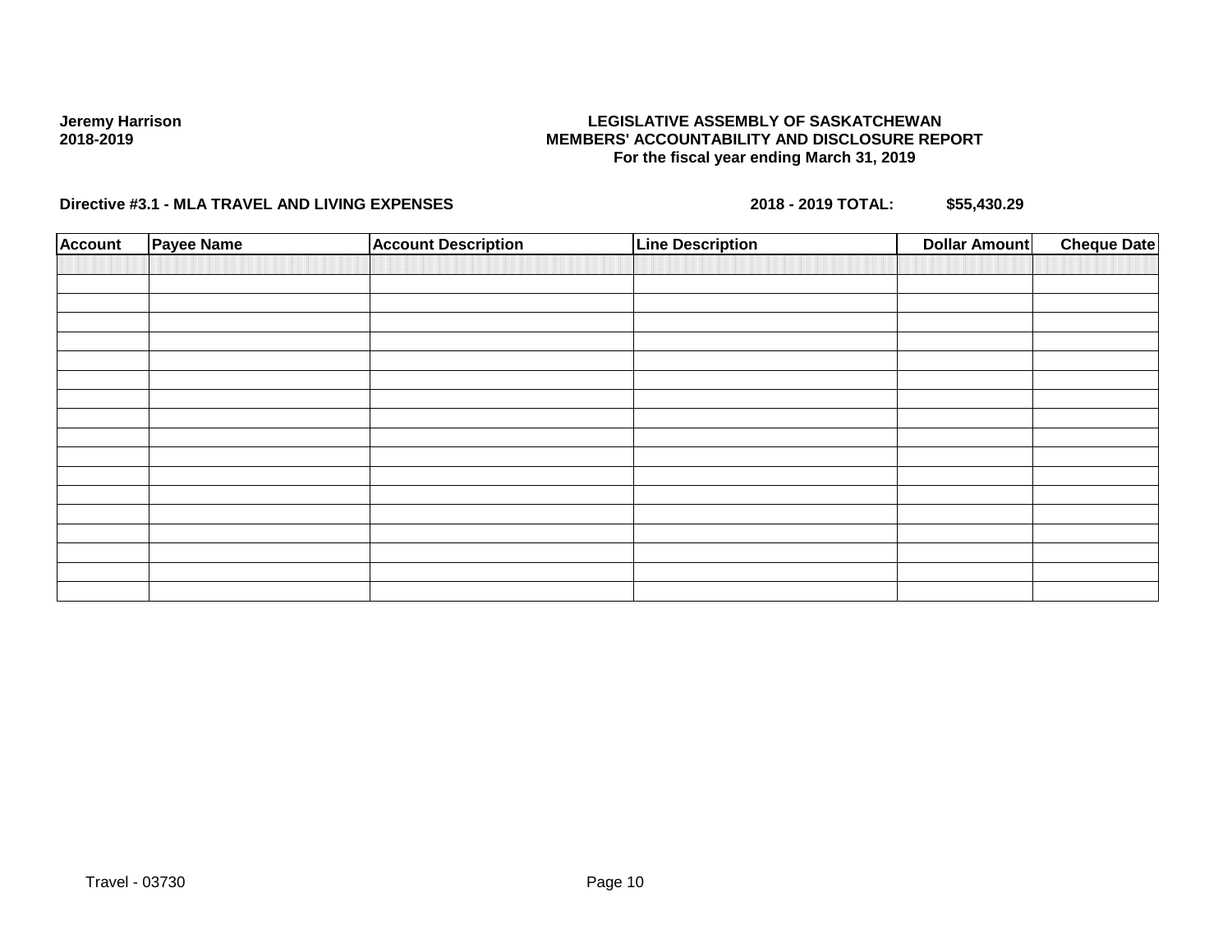**Jeremy Harrison**
**2018-2019**

**LEGISLATIVE ASSEMBLY OF SASKATCHEWAN**
**MEMBERS' ACCOUNTABILITY AND DISCLOSURE REPORT**
**For the fiscal year ending March 31, 2019**

**Directive #3.1 - MLA TRAVEL AND LIVING EXPENSES** **2018 - 2019 TOTAL: $55,430.29**

| Account | Payee Name | Account Description | Line Description | Dollar Amount | Cheque Date |
|---|---|---|---|---|---|
| | | | | | |
| | | | | | |
| | | | | | |
| | | | | | |
| | | | | | |
| | | | | | |
| | | | | | |
| | | | | | |
| | | | | | |
| | | | | | |
| | | | | | |
| | | | | | |
| | | | | | |
| | | | | | |
| | | | | | |
| | | | | | |
| | | | | | |
| | | | | | |

Travel - 03730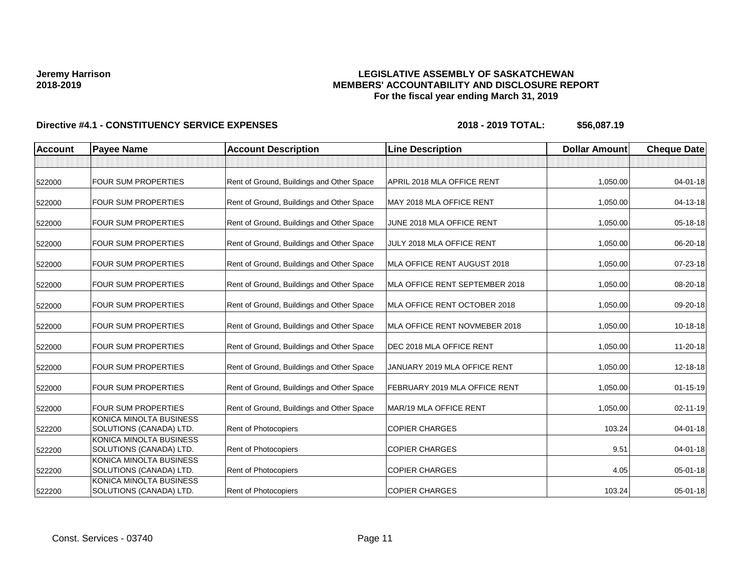**Jeremy Harrison**
**2018-2019**

**LEGISLATIVE ASSEMBLY OF SASKATCHEWAN**
**MEMBERS' ACCOUNTABILITY AND DISCLOSURE REPORT**
**For the fiscal year ending March 31, 2019**

**Directive #4.1 - CONSTITUENCY SERVICE EXPENSES** **2018 - 2019 TOTAL: $56,087.19**

| Account | Payee Name | Account Description | Line Description | Dollar Amount | Cheque Date |
|---|---|---|---|---|---|
| | | | | | |
| 522000 | FOUR SUM PROPERTIES | Rent of Ground, Buildings and Other Space | APRIL 2018 MLA OFFICE RENT | 1,050.00 | 04-01-18 |
| 522000 | FOUR SUM PROPERTIES | Rent of Ground, Buildings and Other Space | MAY 2018 MLA OFFICE RENT | 1,050.00 | 04-13-18 |
| 522000 | FOUR SUM PROPERTIES | Rent of Ground, Buildings and Other Space | JUNE 2018 MLA OFFICE RENT | 1,050.00 | 05-18-18 |
| 522000 | FOUR SUM PROPERTIES | Rent of Ground, Buildings and Other Space | JULY 2018 MLA OFFICE RENT | 1,050.00 | 06-20-18 |
| 522000 | FOUR SUM PROPERTIES | Rent of Ground, Buildings and Other Space | MLA OFFICE RENT AUGUST 2018 | 1,050.00 | 07-23-18 |
| 522000 | FOUR SUM PROPERTIES | Rent of Ground, Buildings and Other Space | MLA OFFICE RENT SEPTEMBER 2018 | 1,050.00 | 08-20-18 |
| 522000 | FOUR SUM PROPERTIES | Rent of Ground, Buildings and Other Space | MLA OFFICE RENT OCTOBER 2018 | 1,050.00 | 09-20-18 |
| 522000 | FOUR SUM PROPERTIES | Rent of Ground, Buildings and Other Space | MLA OFFICE RENT NOVMEBER 2018 | 1,050.00 | 10-18-18 |
| 522000 | FOUR SUM PROPERTIES | Rent of Ground, Buildings and Other Space | DEC 2018 MLA OFFICE RENT | 1,050.00 | 11-20-18 |
| 522000 | FOUR SUM PROPERTIES | Rent of Ground, Buildings and Other Space | JANUARY 2019 MLA OFFICE RENT | 1,050.00 | 12-18-18 |
| 522000 | FOUR SUM PROPERTIES | Rent of Ground, Buildings and Other Space | FEBRUARY 2019 MLA OFFICE RENT | 1,050.00 | 01-15-19 |
| 522000 | FOUR SUM PROPERTIES | Rent of Ground, Buildings and Other Space | MAR/19 MLA OFFICE RENT | 1,050.00 | 02-11-19 |
| 522200 | KONICA MINOLTA BUSINESS SOLUTIONS (CANADA) LTD. | Rent of Photocopiers | COPIER CHARGES | 103.24 | 04-01-18 |
| 522200 | KONICA MINOLTA BUSINESS SOLUTIONS (CANADA) LTD. | Rent of Photocopiers | COPIER CHARGES | 9.51 | 04-01-18 |
| 522200 | KONICA MINOLTA BUSINESS SOLUTIONS (CANADA) LTD. | Rent of Photocopiers | COPIER CHARGES | 4.05 | 05-01-18 |
| 522200 | KONICA MINOLTA BUSINESS SOLUTIONS (CANADA) LTD. | Rent of Photocopiers | COPIER CHARGES | 103.24 | 05-01-18 |

Const. Services - 03740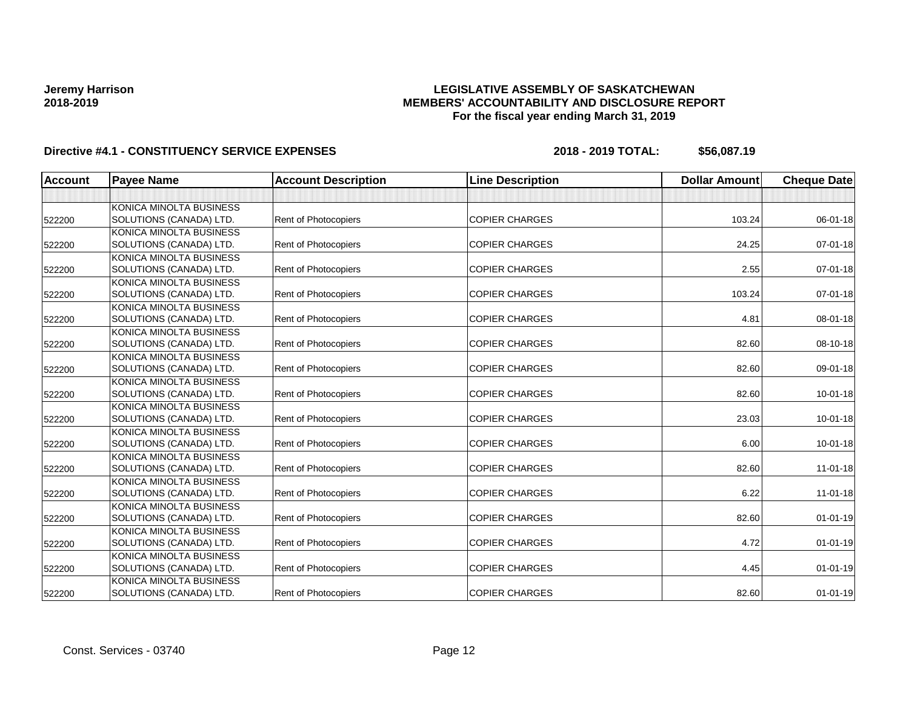**Jeremy Harrison**
**2018-2019**

**LEGISLATIVE ASSEMBLY OF SASKATCHEWAN**
**MEMBERS' ACCOUNTABILITY AND DISCLOSURE REPORT**
**For the fiscal year ending March 31, 2019**

**Directive #4.1 - CONSTITUENCY SERVICE EXPENSES** **2018 - 2019 TOTAL: $56,087.19**

| Account | Payee Name | Account Description | Line Description | Dollar Amount | Cheque Date |
|---|---|---|---|---|---|
| | | | | | |
| 522200 | KONICA MINOLTA BUSINESS SOLUTIONS (CANADA) LTD. | Rent of Photocopiers | COPIER CHARGES | 103.24 | 06-01-18 |
| 522200 | KONICA MINOLTA BUSINESS SOLUTIONS (CANADA) LTD. | Rent of Photocopiers | COPIER CHARGES | 24.25 | 07-01-18 |
| 522200 | KONICA MINOLTA BUSINESS SOLUTIONS (CANADA) LTD. | Rent of Photocopiers | COPIER CHARGES | 2.55 | 07-01-18 |
| 522200 | KONICA MINOLTA BUSINESS SOLUTIONS (CANADA) LTD. | Rent of Photocopiers | COPIER CHARGES | 103.24 | 07-01-18 |
| 522200 | KONICA MINOLTA BUSINESS SOLUTIONS (CANADA) LTD. | Rent of Photocopiers | COPIER CHARGES | 4.81 | 08-01-18 |
| 522200 | KONICA MINOLTA BUSINESS SOLUTIONS (CANADA) LTD. | Rent of Photocopiers | COPIER CHARGES | 82.60 | 08-10-18 |
| 522200 | KONICA MINOLTA BUSINESS SOLUTIONS (CANADA) LTD. | Rent of Photocopiers | COPIER CHARGES | 82.60 | 09-01-18 |
| 522200 | KONICA MINOLTA BUSINESS SOLUTIONS (CANADA) LTD. | Rent of Photocopiers | COPIER CHARGES | 82.60 | 10-01-18 |
| 522200 | KONICA MINOLTA BUSINESS SOLUTIONS (CANADA) LTD. | Rent of Photocopiers | COPIER CHARGES | 23.03 | 10-01-18 |
| 522200 | KONICA MINOLTA BUSINESS SOLUTIONS (CANADA) LTD. | Rent of Photocopiers | COPIER CHARGES | 6.00 | 10-01-18 |
| 522200 | KONICA MINOLTA BUSINESS SOLUTIONS (CANADA) LTD. | Rent of Photocopiers | COPIER CHARGES | 82.60 | 11-01-18 |
| 522200 | KONICA MINOLTA BUSINESS SOLUTIONS (CANADA) LTD. | Rent of Photocopiers | COPIER CHARGES | 6.22 | 11-01-18 |
| 522200 | KONICA MINOLTA BUSINESS SOLUTIONS (CANADA) LTD. | Rent of Photocopiers | COPIER CHARGES | 82.60 | 01-01-19 |
| 522200 | KONICA MINOLTA BUSINESS SOLUTIONS (CANADA) LTD. | Rent of Photocopiers | COPIER CHARGES | 4.72 | 01-01-19 |
| 522200 | KONICA MINOLTA BUSINESS SOLUTIONS (CANADA) LTD. | Rent of Photocopiers | COPIER CHARGES | 4.45 | 01-01-19 |
| 522200 | KONICA MINOLTA BUSINESS SOLUTIONS (CANADA) LTD. | Rent of Photocopiers | COPIER CHARGES | 82.60 | 01-01-19 |

Const. Services - 03740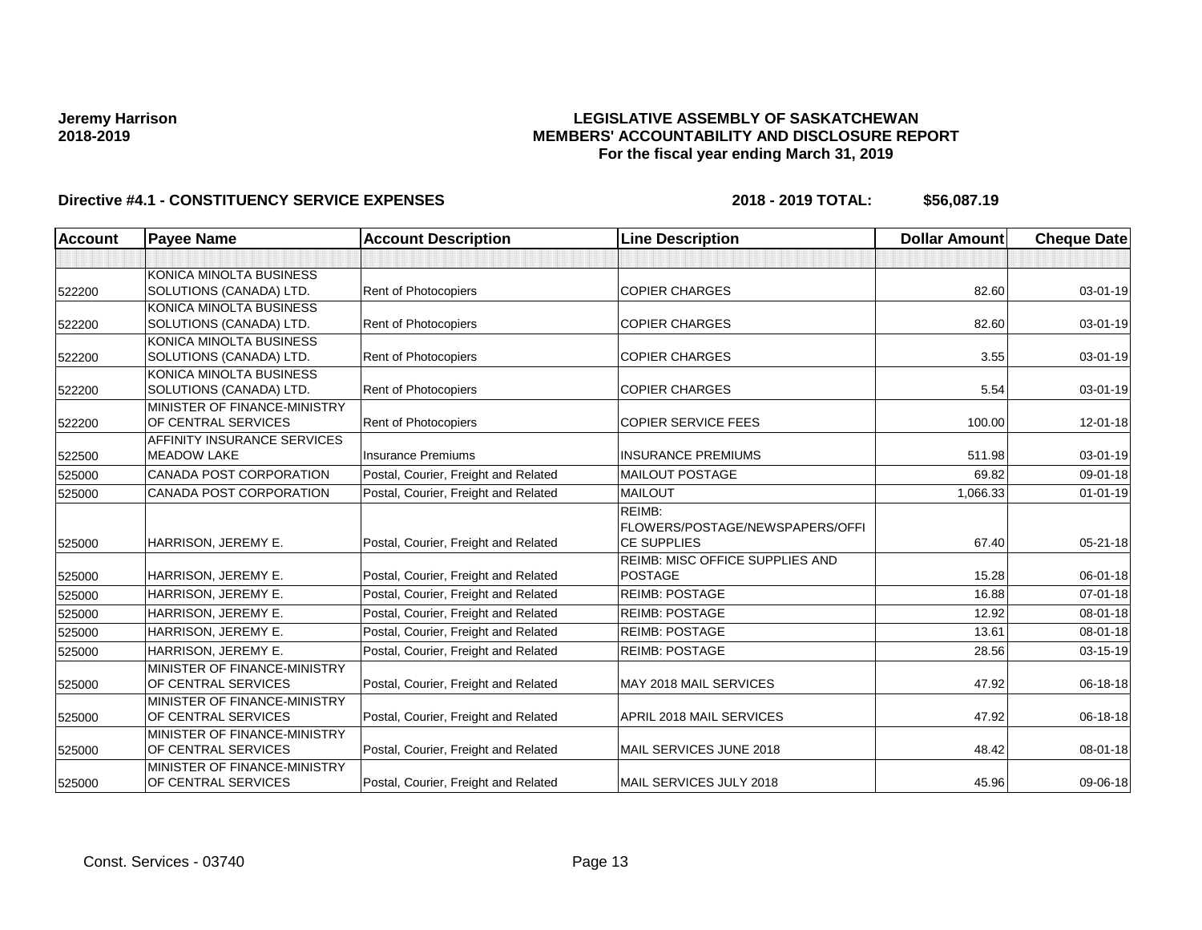**Jeremy Harrison**
**2018-2019**

**LEGISLATIVE ASSEMBLY OF SASKATCHEWAN**
**MEMBERS' ACCOUNTABILITY AND DISCLOSURE REPORT**
**For the fiscal year ending March 31, 2019**

**Directive #4.1 - CONSTITUENCY SERVICE EXPENSES** **2018 - 2019 TOTAL: $56,087.19**

| Account | Payee Name | Account Description | Line Description | Dollar Amount | Cheque Date |
|---|---|---|---|---|---|
| | | | | | |
| 522200 | KONICA MINOLTA BUSINESS SOLUTIONS (CANADA) LTD. | Rent of Photocopiers | COPIER CHARGES | 82.60 | 03-01-19 |
| 522200 | KONICA MINOLTA BUSINESS SOLUTIONS (CANADA) LTD. | Rent of Photocopiers | COPIER CHARGES | 82.60 | 03-01-19 |
| 522200 | KONICA MINOLTA BUSINESS SOLUTIONS (CANADA) LTD. | Rent of Photocopiers | COPIER CHARGES | 3.55 | 03-01-19 |
| 522200 | KONICA MINOLTA BUSINESS SOLUTIONS (CANADA) LTD. | Rent of Photocopiers | COPIER CHARGES | 5.54 | 03-01-19 |
| 522200 | MINISTER OF FINANCE-MINISTRY OF CENTRAL SERVICES | Rent of Photocopiers | COPIER SERVICE FEES | 100.00 | 12-01-18 |
| 522500 | AFFINITY INSURANCE SERVICES MEADOW LAKE | Insurance Premiums | INSURANCE PREMIUMS | 511.98 | 03-01-19 |
| 525000 | CANADA POST CORPORATION | Postal, Courier, Freight and Related | MAILOUT POSTAGE | 69.82 | 09-01-18 |
| 525000 | CANADA POST CORPORATION | Postal, Courier, Freight and Related | MAILOUT | 1,066.33 | 01-01-19 |
| 525000 | HARRISON, JEREMY E. | Postal, Courier, Freight and Related | REIMB: FLOWERS/POSTAGE/NEWSPAPERS/OFFICE SUPPLIES | 67.40 | 05-21-18 |
| 525000 | HARRISON, JEREMY E. | Postal, Courier, Freight and Related | REIMB: MISC OFFICE SUPPLIES AND POSTAGE | 15.28 | 06-01-18 |
| 525000 | HARRISON, JEREMY E. | Postal, Courier, Freight and Related | REIMB: POSTAGE | 16.88 | 07-01-18 |
| 525000 | HARRISON, JEREMY E. | Postal, Courier, Freight and Related | REIMB: POSTAGE | 12.92 | 08-01-18 |
| 525000 | HARRISON, JEREMY E. | Postal, Courier, Freight and Related | REIMB: POSTAGE | 13.61 | 08-01-18 |
| 525000 | HARRISON, JEREMY E. | Postal, Courier, Freight and Related | REIMB: POSTAGE | 28.56 | 03-15-19 |
| 525000 | MINISTER OF FINANCE-MINISTRY OF CENTRAL SERVICES | Postal, Courier, Freight and Related | MAY 2018 MAIL SERVICES | 47.92 | 06-18-18 |
| 525000 | MINISTER OF FINANCE-MINISTRY OF CENTRAL SERVICES | Postal, Courier, Freight and Related | APRIL 2018 MAIL SERVICES | 47.92 | 06-18-18 |
| 525000 | MINISTER OF FINANCE-MINISTRY OF CENTRAL SERVICES | Postal, Courier, Freight and Related | MAIL SERVICES JUNE 2018 | 48.42 | 08-01-18 |
| 525000 | MINISTER OF FINANCE-MINISTRY OF CENTRAL SERVICES | Postal, Courier, Freight and Related | MAIL SERVICES JULY 2018 | 45.96 | 09-06-18 |

Const. Services - 03740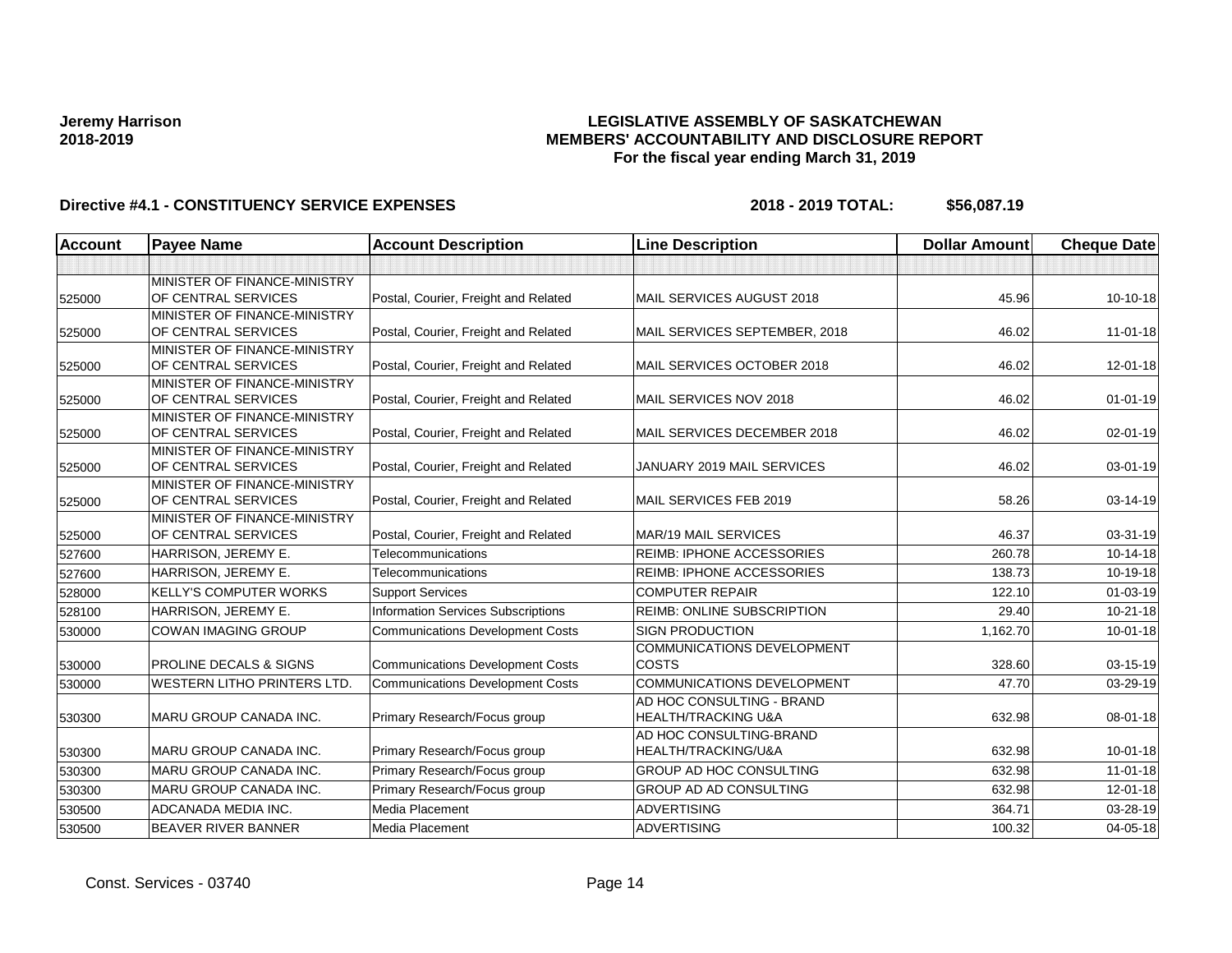**Jeremy Harrison**
**2018-2019**

# LEGISLATIVE ASSEMBLY OF SASKATCHEWAN
## MEMBERS' ACCOUNTABILITY AND DISCLOSURE REPORT
### For the fiscal year ending March 31, 2019

**Directive #4.1 - CONSTITUENCY SERVICE EXPENSES** **2018 - 2019 TOTAL: $56,087.19**

| Account | Payee Name | Account Description | Line Description | Dollar Amount | Cheque Date |
|---|---|---|---|---|---|
| | | | | | |
| 525000 | MINISTER OF FINANCE-MINISTRY OF CENTRAL SERVICES | Postal, Courier, Freight and Related | MAIL SERVICES AUGUST 2018 | 45.96 | 10-10-18 |
| 525000 | MINISTER OF FINANCE-MINISTRY OF CENTRAL SERVICES | Postal, Courier, Freight and Related | MAIL SERVICES SEPTEMBER, 2018 | 46.02 | 11-01-18 |
| 525000 | MINISTER OF FINANCE-MINISTRY OF CENTRAL SERVICES | Postal, Courier, Freight and Related | MAIL SERVICES OCTOBER 2018 | 46.02 | 12-01-18 |
| 525000 | MINISTER OF FINANCE-MINISTRY OF CENTRAL SERVICES | Postal, Courier, Freight and Related | MAIL SERVICES NOV 2018 | 46.02 | 01-01-19 |
| 525000 | MINISTER OF FINANCE-MINISTRY OF CENTRAL SERVICES | Postal, Courier, Freight and Related | MAIL SERVICES DECEMBER 2018 | 46.02 | 02-01-19 |
| 525000 | MINISTER OF FINANCE-MINISTRY OF CENTRAL SERVICES | Postal, Courier, Freight and Related | JANUARY 2019 MAIL SERVICES | 46.02 | 03-01-19 |
| 525000 | MINISTER OF FINANCE-MINISTRY OF CENTRAL SERVICES | Postal, Courier, Freight and Related | MAIL SERVICES FEB 2019 | 58.26 | 03-14-19 |
| 525000 | MINISTER OF FINANCE-MINISTRY OF CENTRAL SERVICES | Postal, Courier, Freight and Related | MAR/19 MAIL SERVICES | 46.37 | 03-31-19 |
| 527600 | HARRISON, JEREMY E. | Telecommunications | REIMB: IPHONE ACCESSORIES | 260.78 | 10-14-18 |
| 527600 | HARRISON, JEREMY E. | Telecommunications | REIMB: IPHONE ACCESSORIES | 138.73 | 10-19-18 |
| 528000 | KELLY'S COMPUTER WORKS | Support Services | COMPUTER REPAIR | 122.10 | 01-03-19 |
| 528100 | HARRISON, JEREMY E. | Information Services Subscriptions | REIMB: ONLINE SUBSCRIPTION | 29.40 | 10-21-18 |
| 530000 | COWAN IMAGING GROUP | Communications Development Costs | SIGN PRODUCTION | 1,162.70 | 10-01-18 |
| 530000 | PROLINE DECALS & SIGNS | Communications Development Costs | COMMUNICATIONS DEVELOPMENT COSTS | 328.60 | 03-15-19 |
| 530000 | WESTERN LITHO PRINTERS LTD. | Communications Development Costs | COMMUNICATIONS DEVELOPMENT | 47.70 | 03-29-19 |
| 530300 | MARU GROUP CANADA INC. | Primary Research/Focus group | AD HOC CONSULTING - BRAND HEALTH/TRACKING U&A | 632.98 | 08-01-18 |
| 530300 | MARU GROUP CANADA INC. | Primary Research/Focus group | AD HOC CONSULTING-BRAND HEALTH/TRACKING/U&A | 632.98 | 10-01-18 |
| 530300 | MARU GROUP CANADA INC. | Primary Research/Focus group | GROUP AD HOC CONSULTING | 632.98 | 11-01-18 |
| 530300 | MARU GROUP CANADA INC. | Primary Research/Focus group | GROUP AD AD CONSULTING | 632.98 | 12-01-18 |
| 530500 | ADCANADA MEDIA INC. | Media Placement | ADVERTISING | 364.71 | 03-28-19 |
| 530500 | BEAVER RIVER BANNER | Media Placement | ADVERTISING | 100.32 | 04-05-18 |

Const. Services - 03740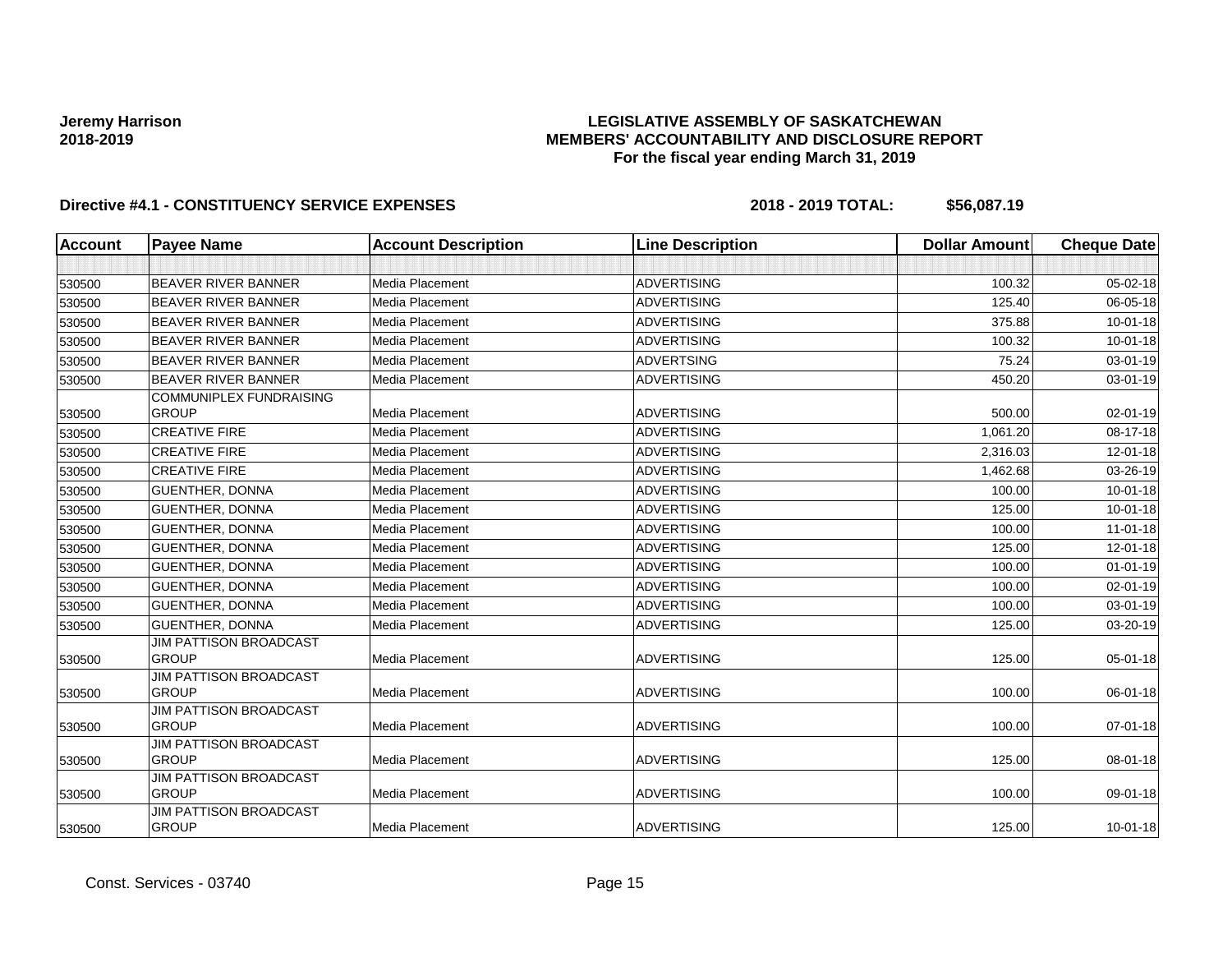**Jeremy Harrison**
**2018-2019**

**LEGISLATIVE ASSEMBLY OF SASKATCHEWAN**
**MEMBERS' ACCOUNTABILITY AND DISCLOSURE REPORT**
**For the fiscal year ending March 31, 2019**

**Directive #4.1 - CONSTITUENCY SERVICE EXPENSES** **2018 - 2019 TOTAL: $56,087.19**

| Account | Payee Name | Account Description | Line Description | Dollar Amount | Cheque Date |
|---|---|---|---|---|---|
| | | | | | |
| 530500 | BEAVER RIVER BANNER | Media Placement | ADVERTISING | 100.32 | 05-02-18 |
| 530500 | BEAVER RIVER BANNER | Media Placement | ADVERTISING | 125.40 | 06-05-18 |
| 530500 | BEAVER RIVER BANNER | Media Placement | ADVERTISING | 375.88 | 10-01-18 |
| 530500 | BEAVER RIVER BANNER | Media Placement | ADVERTISING | 100.32 | 10-01-18 |
| 530500 | BEAVER RIVER BANNER | Media Placement | ADVERTSING | 75.24 | 03-01-19 |
| 530500 | BEAVER RIVER BANNER | Media Placement | ADVERTISING | 450.20 | 03-01-19 |
| 530500 | COMMUNIPLEX FUNDRAISING GROUP | Media Placement | ADVERTISING | 500.00 | 02-01-19 |
| 530500 | CREATIVE FIRE | Media Placement | ADVERTISING | 1,061.20 | 08-17-18 |
| 530500 | CREATIVE FIRE | Media Placement | ADVERTISING | 2,316.03 | 12-01-18 |
| 530500 | CREATIVE FIRE | Media Placement | ADVERTISING | 1,462.68 | 03-26-19 |
| 530500 | GUENTHER, DONNA | Media Placement | ADVERTISING | 100.00 | 10-01-18 |
| 530500 | GUENTHER, DONNA | Media Placement | ADVERTISING | 125.00 | 10-01-18 |
| 530500 | GUENTHER, DONNA | Media Placement | ADVERTISING | 100.00 | 11-01-18 |
| 530500 | GUENTHER, DONNA | Media Placement | ADVERTISING | 125.00 | 12-01-18 |
| 530500 | GUENTHER, DONNA | Media Placement | ADVERTISING | 100.00 | 01-01-19 |
| 530500 | GUENTHER, DONNA | Media Placement | ADVERTISING | 100.00 | 02-01-19 |
| 530500 | GUENTHER, DONNA | Media Placement | ADVERTISING | 100.00 | 03-01-19 |
| 530500 | GUENTHER, DONNA | Media Placement | ADVERTISING | 125.00 | 03-20-19 |
| 530500 | JIM PATTISON BROADCAST GROUP | Media Placement | ADVERTISING | 125.00 | 05-01-18 |
| 530500 | JIM PATTISON BROADCAST GROUP | Media Placement | ADVERTISING | 100.00 | 06-01-18 |
| 530500 | JIM PATTISON BROADCAST GROUP | Media Placement | ADVERTISING | 100.00 | 07-01-18 |
| 530500 | JIM PATTISON BROADCAST GROUP | Media Placement | ADVERTISING | 125.00 | 08-01-18 |
| 530500 | JIM PATTISON BROADCAST GROUP | Media Placement | ADVERTISING | 100.00 | 09-01-18 |
| 530500 | JIM PATTISON BROADCAST GROUP | Media Placement | ADVERTISING | 125.00 | 10-01-18 |

Const. Services - 03740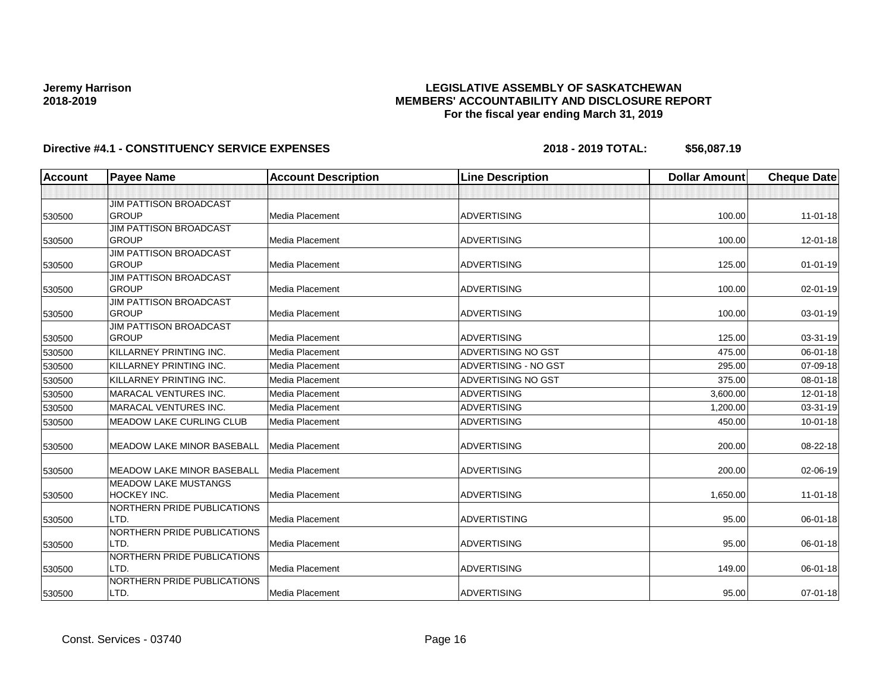**Jeremy Harrison**
**2018-2019**

**LEGISLATIVE ASSEMBLY OF SASKATCHEWAN**
**MEMBERS' ACCOUNTABILITY AND DISCLOSURE REPORT**
**For the fiscal year ending March 31, 2019**

**Directive #4.1 - CONSTITUENCY SERVICE EXPENSES** **2018 - 2019 TOTAL: $56,087.19**

| Account | Payee Name | Account Description | Line Description | Dollar Amount | Cheque Date |
|---|---|---|---|---|---|
| | | | | | |
| 530500 | JIM PATTISON BROADCAST GROUP | Media Placement | ADVERTISING | 100.00 | 11-01-18 |
| 530500 | JIM PATTISON BROADCAST GROUP | Media Placement | ADVERTISING | 100.00 | 12-01-18 |
| 530500 | JIM PATTISON BROADCAST GROUP | Media Placement | ADVERTISING | 125.00 | 01-01-19 |
| 530500 | JIM PATTISON BROADCAST GROUP | Media Placement | ADVERTISING | 100.00 | 02-01-19 |
| 530500 | JIM PATTISON BROADCAST GROUP | Media Placement | ADVERTISING | 100.00 | 03-01-19 |
| 530500 | JIM PATTISON BROADCAST GROUP | Media Placement | ADVERTISING | 125.00 | 03-31-19 |
| 530500 | KILLARNEY PRINTING INC. | Media Placement | ADVERTISING NO GST | 475.00 | 06-01-18 |
| 530500 | KILLARNEY PRINTING INC. | Media Placement | ADVERTISING - NO GST | 295.00 | 07-09-18 |
| 530500 | KILLARNEY PRINTING INC. | Media Placement | ADVERTISING NO GST | 375.00 | 08-01-18 |
| 530500 | MARACAL VENTURES INC. | Media Placement | ADVERTISING | 3,600.00 | 12-01-18 |
| 530500 | MARACAL VENTURES INC. | Media Placement | ADVERTISING | 1,200.00 | 03-31-19 |
| 530500 | MEADOW LAKE CURLING CLUB | Media Placement | ADVERTISING | 450.00 | 10-01-18 |
| 530500 | MEADOW LAKE MINOR BASEBALL | Media Placement | ADVERTISING | 200.00 | 08-22-18 |
| 530500 | MEADOW LAKE MINOR BASEBALL | Media Placement | ADVERTISING | 200.00 | 02-06-19 |
| 530500 | MEADOW LAKE MUSTANGS HOCKEY INC. | Media Placement | ADVERTISING | 1,650.00 | 11-01-18 |
| 530500 | NORTHERN PRIDE PUBLICATIONS LTD. | Media Placement | ADVERTISTING | 95.00 | 06-01-18 |
| 530500 | NORTHERN PRIDE PUBLICATIONS LTD. | Media Placement | ADVERTISING | 95.00 | 06-01-18 |
| 530500 | NORTHERN PRIDE PUBLICATIONS LTD. | Media Placement | ADVERTISING | 149.00 | 06-01-18 |
| 530500 | NORTHERN PRIDE PUBLICATIONS LTD. | Media Placement | ADVERTISING | 95.00 | 07-01-18 |

Const. Services - 03740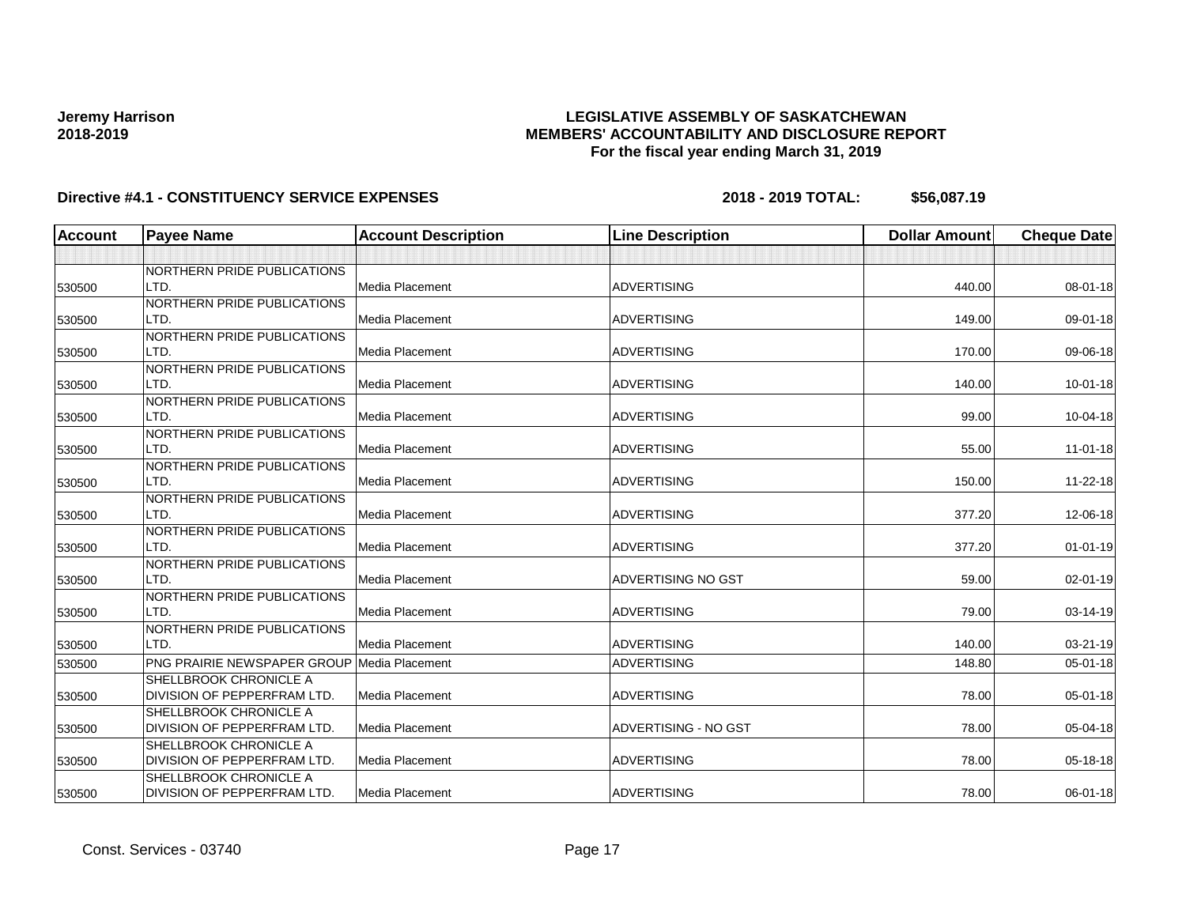**Jeremy Harrison**
**2018-2019**

**LEGISLATIVE ASSEMBLY OF SASKATCHEWAN**
**MEMBERS' ACCOUNTABILITY AND DISCLOSURE REPORT**
**For the fiscal year ending March 31, 2019**

**Directive #4.1 - CONSTITUENCY SERVICE EXPENSES** **2018 - 2019 TOTAL: $56,087.19**

| Account | Payee Name | Account Description | Line Description | Dollar Amount | Cheque Date |
|---|---|---|---|---|---|
| | | | | | |
| 530500 | NORTHERN PRIDE PUBLICATIONS LTD. | Media Placement | ADVERTISING | 440.00 | 08-01-18 |
| 530500 | NORTHERN PRIDE PUBLICATIONS LTD. | Media Placement | ADVERTISING | 149.00 | 09-01-18 |
| 530500 | NORTHERN PRIDE PUBLICATIONS LTD. | Media Placement | ADVERTISING | 170.00 | 09-06-18 |
| 530500 | NORTHERN PRIDE PUBLICATIONS LTD. | Media Placement | ADVERTISING | 140.00 | 10-01-18 |
| 530500 | NORTHERN PRIDE PUBLICATIONS LTD. | Media Placement | ADVERTISING | 99.00 | 10-04-18 |
| 530500 | NORTHERN PRIDE PUBLICATIONS LTD. | Media Placement | ADVERTISING | 55.00 | 11-01-18 |
| 530500 | NORTHERN PRIDE PUBLICATIONS LTD. | Media Placement | ADVERTISING | 150.00 | 11-22-18 |
| 530500 | NORTHERN PRIDE PUBLICATIONS LTD. | Media Placement | ADVERTISING | 377.20 | 12-06-18 |
| 530500 | NORTHERN PRIDE PUBLICATIONS LTD. | Media Placement | ADVERTISING | 377.20 | 01-01-19 |
| 530500 | NORTHERN PRIDE PUBLICATIONS LTD. | Media Placement | ADVERTISING NO GST | 59.00 | 02-01-19 |
| 530500 | NORTHERN PRIDE PUBLICATIONS LTD. | Media Placement | ADVERTISING | 79.00 | 03-14-19 |
| 530500 | NORTHERN PRIDE PUBLICATIONS LTD. | Media Placement | ADVERTISING | 140.00 | 03-21-19 |
| 530500 | PNG PRAIRIE NEWSPAPER GROUP | Media Placement | ADVERTISING | 148.80 | 05-01-18 |
| 530500 | SHELLBROOK CHRONICLE A DIVISION OF PEPPERFRAM LTD. | Media Placement | ADVERTISING | 78.00 | 05-01-18 |
| 530500 | SHELLBROOK CHRONICLE A DIVISION OF PEPPERFRAM LTD. | Media Placement | ADVERTISING - NO GST | 78.00 | 05-04-18 |
| 530500 | SHELLBROOK CHRONICLE A DIVISION OF PEPPERFRAM LTD. | Media Placement | ADVERTISING | 78.00 | 05-18-18 |
| 530500 | SHELLBROOK CHRONICLE A DIVISION OF PEPPERFRAM LTD. | Media Placement | ADVERTISING | 78.00 | 06-01-18 |

Const. Services - 03740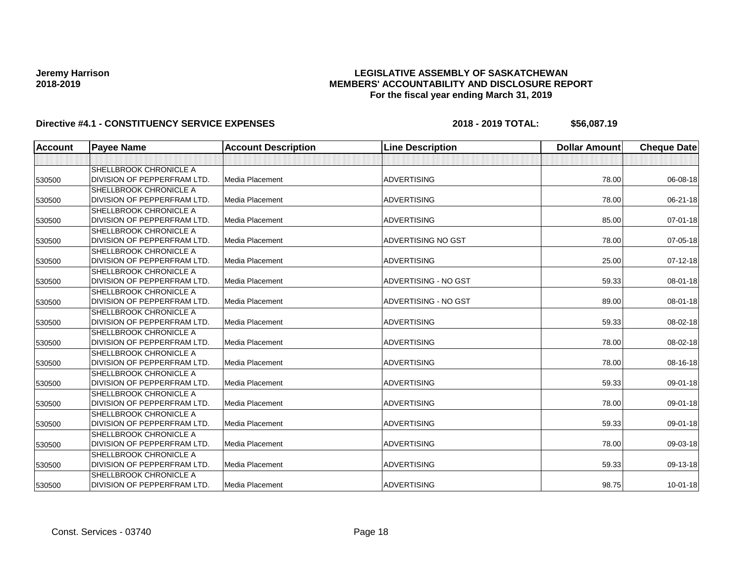**Jeremy Harrison**
**2018-2019**

**LEGISLATIVE ASSEMBLY OF SASKATCHEWAN**
**MEMBERS' ACCOUNTABILITY AND DISCLOSURE REPORT**
**For the fiscal year ending March 31, 2019**

**Directive #4.1 - CONSTITUENCY SERVICE EXPENSES** **2018 - 2019 TOTAL: $56,087.19**

| Account | Payee Name | Account Description | Line Description | Dollar Amount | Cheque Date |
|---|---|---|---|---|---|
| | | | | | |
| 530500 | SHELLBROOK CHRONICLE A DIVISION OF PEPPERFRAM LTD. | Media Placement | ADVERTISING | 78.00 | 06-08-18 |
| 530500 | SHELLBROOK CHRONICLE A DIVISION OF PEPPERFRAM LTD. | Media Placement | ADVERTISING | 78.00 | 06-21-18 |
| 530500 | SHELLBROOK CHRONICLE A DIVISION OF PEPPERFRAM LTD. | Media Placement | ADVERTISING | 85.00 | 07-01-18 |
| 530500 | SHELLBROOK CHRONICLE A DIVISION OF PEPPERFRAM LTD. | Media Placement | ADVERTISING NO GST | 78.00 | 07-05-18 |
| 530500 | SHELLBROOK CHRONICLE A DIVISION OF PEPPERFRAM LTD. | Media Placement | ADVERTISING | 25.00 | 07-12-18 |
| 530500 | SHELLBROOK CHRONICLE A DIVISION OF PEPPERFRAM LTD. | Media Placement | ADVERTISING - NO GST | 59.33 | 08-01-18 |
| 530500 | SHELLBROOK CHRONICLE A DIVISION OF PEPPERFRAM LTD. | Media Placement | ADVERTISING - NO GST | 89.00 | 08-01-18 |
| 530500 | SHELLBROOK CHRONICLE A DIVISION OF PEPPERFRAM LTD. | Media Placement | ADVERTISING | 59.33 | 08-02-18 |
| 530500 | SHELLBROOK CHRONICLE A DIVISION OF PEPPERFRAM LTD. | Media Placement | ADVERTISING | 78.00 | 08-02-18 |
| 530500 | SHELLBROOK CHRONICLE A DIVISION OF PEPPERFRAM LTD. | Media Placement | ADVERTISING | 78.00 | 08-16-18 |
| 530500 | SHELLBROOK CHRONICLE A DIVISION OF PEPPERFRAM LTD. | Media Placement | ADVERTISING | 59.33 | 09-01-18 |
| 530500 | SHELLBROOK CHRONICLE A DIVISION OF PEPPERFRAM LTD. | Media Placement | ADVERTISING | 78.00 | 09-01-18 |
| 530500 | SHELLBROOK CHRONICLE A DIVISION OF PEPPERFRAM LTD. | Media Placement | ADVERTISING | 59.33 | 09-01-18 |
| 530500 | SHELLBROOK CHRONICLE A DIVISION OF PEPPERFRAM LTD. | Media Placement | ADVERTISING | 78.00 | 09-03-18 |
| 530500 | SHELLBROOK CHRONICLE A DIVISION OF PEPPERFRAM LTD. | Media Placement | ADVERTISING | 59.33 | 09-13-18 |
| 530500 | SHELLBROOK CHRONICLE A DIVISION OF PEPPERFRAM LTD. | Media Placement | ADVERTISING | 98.75 | 10-01-18 |

Const. Services - 03740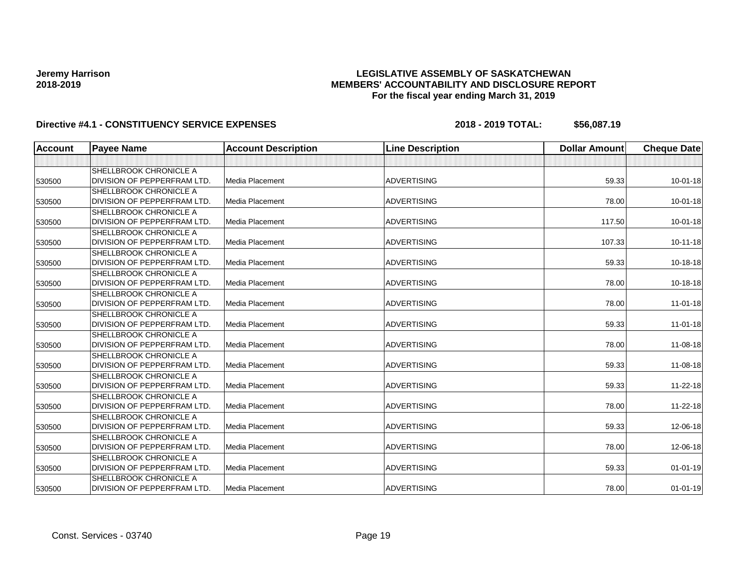Jeremy Harrison
2018-2019

**LEGISLATIVE ASSEMBLY OF SASKATCHEWAN**
**MEMBERS' ACCOUNTABILITY AND DISCLOSURE REPORT**
**For the fiscal year ending March 31, 2019**

**Directive #4.1 - CONSTITUENCY SERVICE EXPENSES** **2018 - 2019 TOTAL: $56,087.19**

| Account | Payee Name | Account Description | Line Description | Dollar Amount | Cheque Date |
|---|---|---|---|---|---|
| | | | | | |
| 530500 | SHELLBROOK CHRONICLE A DIVISION OF PEPPERFRAM LTD. | Media Placement | ADVERTISING | 59.33 | 10-01-18 |
| 530500 | SHELLBROOK CHRONICLE A DIVISION OF PEPPERFRAM LTD. | Media Placement | ADVERTISING | 78.00 | 10-01-18 |
| 530500 | SHELLBROOK CHRONICLE A DIVISION OF PEPPERFRAM LTD. | Media Placement | ADVERTISING | 117.50 | 10-01-18 |
| 530500 | SHELLBROOK CHRONICLE A DIVISION OF PEPPERFRAM LTD. | Media Placement | ADVERTISING | 107.33 | 10-11-18 |
| 530500 | SHELLBROOK CHRONICLE A DIVISION OF PEPPERFRAM LTD. | Media Placement | ADVERTISING | 59.33 | 10-18-18 |
| 530500 | SHELLBROOK CHRONICLE A DIVISION OF PEPPERFRAM LTD. | Media Placement | ADVERTISING | 78.00 | 10-18-18 |
| 530500 | SHELLBROOK CHRONICLE A DIVISION OF PEPPERFRAM LTD. | Media Placement | ADVERTISING | 78.00 | 11-01-18 |
| 530500 | SHELLBROOK CHRONICLE A DIVISION OF PEPPERFRAM LTD. | Media Placement | ADVERTISING | 59.33 | 11-01-18 |
| 530500 | SHELLBROOK CHRONICLE A DIVISION OF PEPPERFRAM LTD. | Media Placement | ADVERTISING | 78.00 | 11-08-18 |
| 530500 | SHELLBROOK CHRONICLE A DIVISION OF PEPPERFRAM LTD. | Media Placement | ADVERTISING | 59.33 | 11-08-18 |
| 530500 | SHELLBROOK CHRONICLE A DIVISION OF PEPPERFRAM LTD. | Media Placement | ADVERTISING | 59.33 | 11-22-18 |
| 530500 | SHELLBROOK CHRONICLE A DIVISION OF PEPPERFRAM LTD. | Media Placement | ADVERTISING | 78.00 | 11-22-18 |
| 530500 | SHELLBROOK CHRONICLE A DIVISION OF PEPPERFRAM LTD. | Media Placement | ADVERTISING | 59.33 | 12-06-18 |
| 530500 | SHELLBROOK CHRONICLE A DIVISION OF PEPPERFRAM LTD. | Media Placement | ADVERTISING | 78.00 | 12-06-18 |
| 530500 | SHELLBROOK CHRONICLE A DIVISION OF PEPPERFRAM LTD. | Media Placement | ADVERTISING | 59.33 | 01-01-19 |
| 530500 | SHELLBROOK CHRONICLE A DIVISION OF PEPPERFRAM LTD. | Media Placement | ADVERTISING | 78.00 | 01-01-19 |

Const. Services - 03740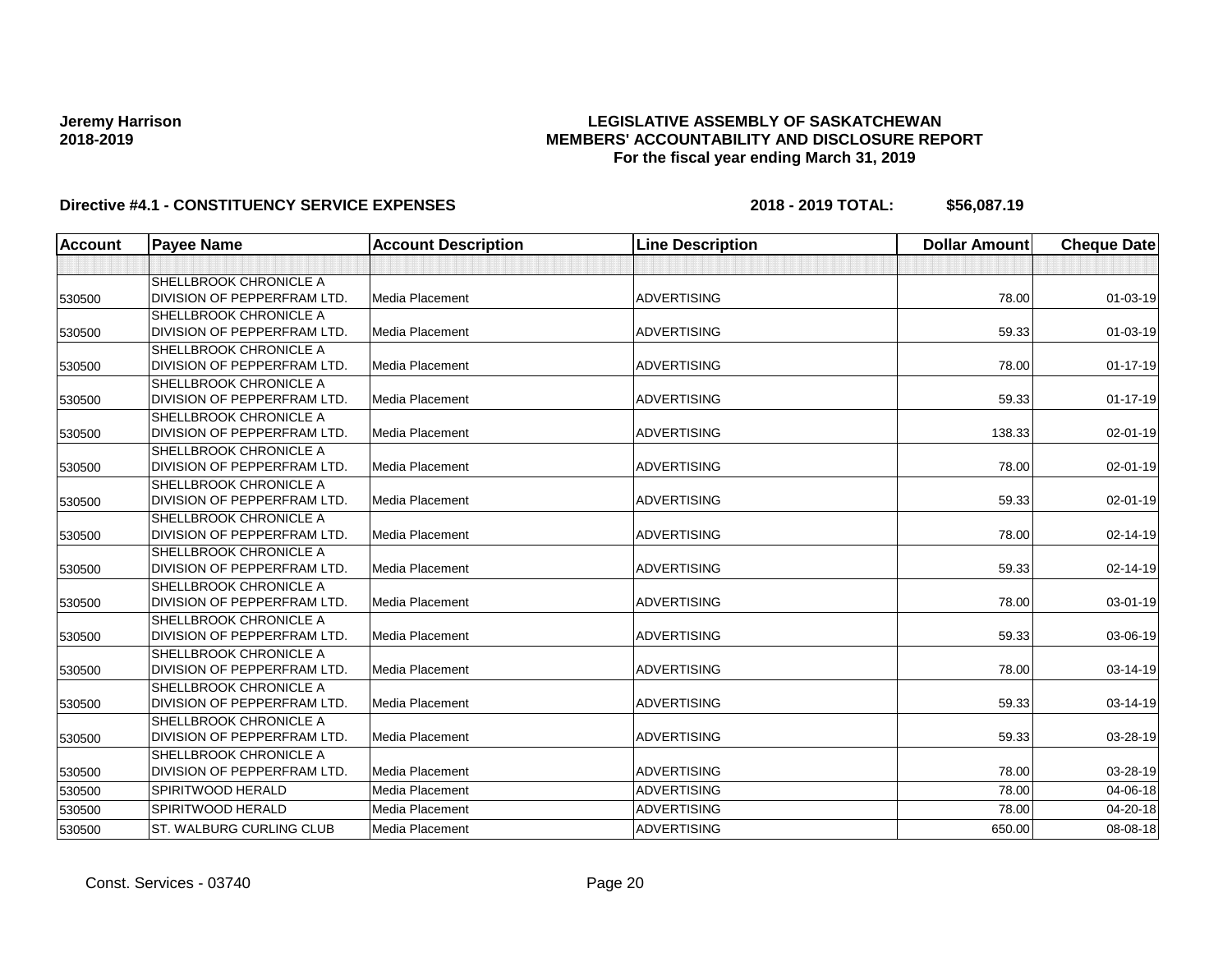**Jeremy Harrison**
**2018-2019**

**LEGISLATIVE ASSEMBLY OF SASKATCHEWAN**
**MEMBERS' ACCOUNTABILITY AND DISCLOSURE REPORT**
**For the fiscal year ending March 31, 2019**

**Directive #4.1 - CONSTITUENCY SERVICE EXPENSES** **2018 - 2019 TOTAL: $56,087.19**

| Account | Payee Name | Account Description | Line Description | Dollar Amount | Cheque Date |
|---|---|---|---|---|---|
| | | | | | |
| 530500 | SHELLBROOK CHRONICLE A DIVISION OF PEPPERFRAM LTD. | Media Placement | ADVERTISING | 78.00 | 01-03-19 |
| 530500 | SHELLBROOK CHRONICLE A DIVISION OF PEPPERFRAM LTD. | Media Placement | ADVERTISING | 59.33 | 01-03-19 |
| 530500 | SHELLBROOK CHRONICLE A DIVISION OF PEPPERFRAM LTD. | Media Placement | ADVERTISING | 78.00 | 01-17-19 |
| 530500 | SHELLBROOK CHRONICLE A DIVISION OF PEPPERFRAM LTD. | Media Placement | ADVERTISING | 59.33 | 01-17-19 |
| 530500 | SHELLBROOK CHRONICLE A DIVISION OF PEPPERFRAM LTD. | Media Placement | ADVERTISING | 138.33 | 02-01-19 |
| 530500 | SHELLBROOK CHRONICLE A DIVISION OF PEPPERFRAM LTD. | Media Placement | ADVERTISING | 78.00 | 02-01-19 |
| 530500 | SHELLBROOK CHRONICLE A DIVISION OF PEPPERFRAM LTD. | Media Placement | ADVERTISING | 59.33 | 02-01-19 |
| 530500 | SHELLBROOK CHRONICLE A DIVISION OF PEPPERFRAM LTD. | Media Placement | ADVERTISING | 78.00 | 02-14-19 |
| 530500 | SHELLBROOK CHRONICLE A DIVISION OF PEPPERFRAM LTD. | Media Placement | ADVERTISING | 59.33 | 02-14-19 |
| 530500 | SHELLBROOK CHRONICLE A DIVISION OF PEPPERFRAM LTD. | Media Placement | ADVERTISING | 78.00 | 03-01-19 |
| 530500 | SHELLBROOK CHRONICLE A DIVISION OF PEPPERFRAM LTD. | Media Placement | ADVERTISING | 59.33 | 03-06-19 |
| 530500 | SHELLBROOK CHRONICLE A DIVISION OF PEPPERFRAM LTD. | Media Placement | ADVERTISING | 78.00 | 03-14-19 |
| 530500 | SHELLBROOK CHRONICLE A DIVISION OF PEPPERFRAM LTD. | Media Placement | ADVERTISING | 59.33 | 03-14-19 |
| 530500 | SHELLBROOK CHRONICLE A DIVISION OF PEPPERFRAM LTD. | Media Placement | ADVERTISING | 59.33 | 03-28-19 |
| 530500 | SHELLBROOK CHRONICLE A DIVISION OF PEPPERFRAM LTD. | Media Placement | ADVERTISING | 78.00 | 03-28-19 |
| 530500 | SPIRITWOOD HERALD | Media Placement | ADVERTISING | 78.00 | 04-06-18 |
| 530500 | SPIRITWOOD HERALD | Media Placement | ADVERTISING | 78.00 | 04-20-18 |
| 530500 | ST. WALBURG CURLING CLUB | Media Placement | ADVERTISING | 650.00 | 08-08-18 |

Const. Services - 03740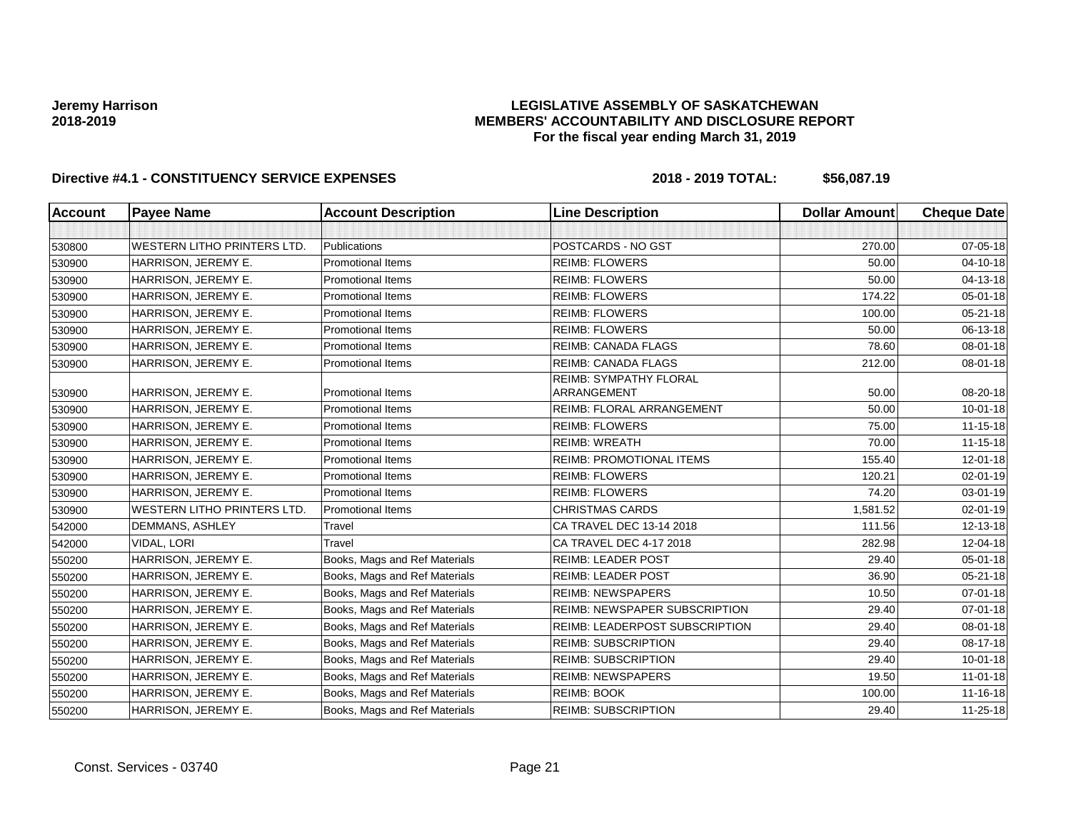**Jeremy Harrison**
**2018-2019**

**LEGISLATIVE ASSEMBLY OF SASKATCHEWAN**
**MEMBERS' ACCOUNTABILITY AND DISCLOSURE REPORT**
**For the fiscal year ending March 31, 2019**

**Directive #4.1 - CONSTITUENCY SERVICE EXPENSES** **2018 - 2019 TOTAL: $56,087.19**

| Account | Payee Name | Account Description | Line Description | Dollar Amount | Cheque Date |
|---|---|---|---|---|---|
| | | | | | |
| 530800 | WESTERN LITHO PRINTERS LTD. | Publications | POSTCARDS - NO GST | 270.00 | 07-05-18 |
| 530900 | HARRISON, JEREMY E. | Promotional Items | REIMB: FLOWERS | 50.00 | 04-10-18 |
| 530900 | HARRISON, JEREMY E. | Promotional Items | REIMB: FLOWERS | 50.00 | 04-13-18 |
| 530900 | HARRISON, JEREMY E. | Promotional Items | REIMB: FLOWERS | 174.22 | 05-01-18 |
| 530900 | HARRISON, JEREMY E. | Promotional Items | REIMB: FLOWERS | 100.00 | 05-21-18 |
| 530900 | HARRISON, JEREMY E. | Promotional Items | REIMB: FLOWERS | 50.00 | 06-13-18 |
| 530900 | HARRISON, JEREMY E. | Promotional Items | REIMB: CANADA FLAGS | 78.60 | 08-01-18 |
| 530900 | HARRISON, JEREMY E. | Promotional Items | REIMB: CANADA FLAGS | 212.00 | 08-01-18 |
| 530900 | HARRISON, JEREMY E. | Promotional Items | REIMB: SYMPATHY FLORAL ARRANGEMENT | 50.00 | 08-20-18 |
| 530900 | HARRISON, JEREMY E. | Promotional Items | REIMB: FLORAL ARRANGEMENT | 50.00 | 10-01-18 |
| 530900 | HARRISON, JEREMY E. | Promotional Items | REIMB: FLOWERS | 75.00 | 11-15-18 |
| 530900 | HARRISON, JEREMY E. | Promotional Items | REIMB: WREATH | 70.00 | 11-15-18 |
| 530900 | HARRISON, JEREMY E. | Promotional Items | REIMB: PROMOTIONAL ITEMS | 155.40 | 12-01-18 |
| 530900 | HARRISON, JEREMY E. | Promotional Items | REIMB: FLOWERS | 120.21 | 02-01-19 |
| 530900 | HARRISON, JEREMY E. | Promotional Items | REIMB: FLOWERS | 74.20 | 03-01-19 |
| 530900 | WESTERN LITHO PRINTERS LTD. | Promotional Items | CHRISTMAS CARDS | 1,581.52 | 02-01-19 |
| 542000 | DEMMANS, ASHLEY | Travel | CA TRAVEL DEC 13-14 2018 | 111.56 | 12-13-18 |
| 542000 | VIDAL, LORI | Travel | CA TRAVEL DEC 4-17 2018 | 282.98 | 12-04-18 |
| 550200 | HARRISON, JEREMY E. | Books, Mags and Ref Materials | REIMB: LEADER POST | 29.40 | 05-01-18 |
| 550200 | HARRISON, JEREMY E. | Books, Mags and Ref Materials | REIMB: LEADER POST | 36.90 | 05-21-18 |
| 550200 | HARRISON, JEREMY E. | Books, Mags and Ref Materials | REIMB: NEWSPAPERS | 10.50 | 07-01-18 |
| 550200 | HARRISON, JEREMY E. | Books, Mags and Ref Materials | REIMB: NEWSPAPER SUBSCRIPTION | 29.40 | 07-01-18 |
| 550200 | HARRISON, JEREMY E. | Books, Mags and Ref Materials | REIMB: LEADERPOST SUBSCRIPTION | 29.40 | 08-01-18 |
| 550200 | HARRISON, JEREMY E. | Books, Mags and Ref Materials | REIMB: SUBSCRIPTION | 29.40 | 08-17-18 |
| 550200 | HARRISON, JEREMY E. | Books, Mags and Ref Materials | REIMB: SUBSCRIPTION | 29.40 | 10-01-18 |
| 550200 | HARRISON, JEREMY E. | Books, Mags and Ref Materials | REIMB: NEWSPAPERS | 19.50 | 11-01-18 |
| 550200 | HARRISON, JEREMY E. | Books, Mags and Ref Materials | REIMB: BOOK | 100.00 | 11-16-18 |
| 550200 | HARRISON, JEREMY E. | Books, Mags and Ref Materials | REIMB: SUBSCRIPTION | 29.40 | 11-25-18 |

Const. Services - 03740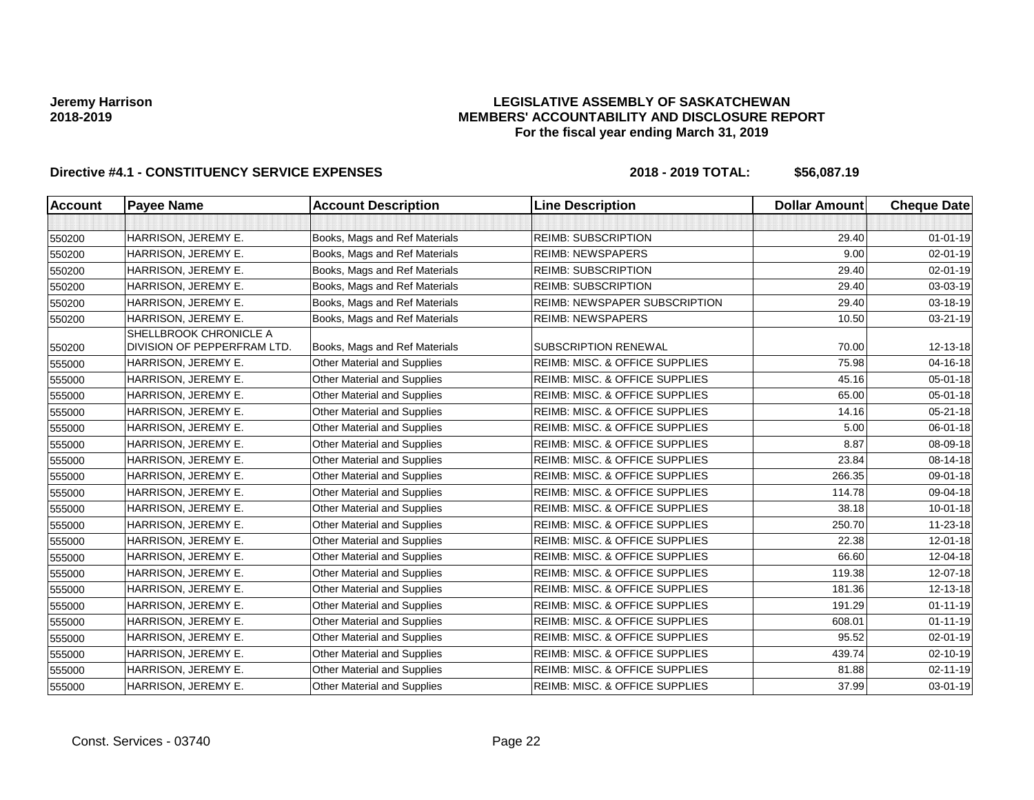**Jeremy Harrison**
**2018-2019**

**LEGISLATIVE ASSEMBLY OF SASKATCHEWAN**
**MEMBERS' ACCOUNTABILITY AND DISCLOSURE REPORT**
**For the fiscal year ending March 31, 2019**

**Directive #4.1 - CONSTITUENCY SERVICE EXPENSES** **2018 - 2019 TOTAL: $56,087.19**

| Account | Payee Name | Account Description | Line Description | Dollar Amount | Cheque Date |
|---|---|---|---|---|---|
| | | | | | |
| 550200 | HARRISON, JEREMY E. | Books, Mags and Ref Materials | REIMB: SUBSCRIPTION | 29.40 | 01-01-19 |
| 550200 | HARRISON, JEREMY E. | Books, Mags and Ref Materials | REIMB: NEWSPAPERS | 9.00 | 02-01-19 |
| 550200 | HARRISON, JEREMY E. | Books, Mags and Ref Materials | REIMB: SUBSCRIPTION | 29.40 | 02-01-19 |
| 550200 | HARRISON, JEREMY E. | Books, Mags and Ref Materials | REIMB: SUBSCRIPTION | 29.40 | 03-03-19 |
| 550200 | HARRISON, JEREMY E. | Books, Mags and Ref Materials | REIMB: NEWSPAPER SUBSCRIPTION | 29.40 | 03-18-19 |
| 550200 | HARRISON, JEREMY E. | Books, Mags and Ref Materials | REIMB: NEWSPAPERS | 10.50 | 03-21-19 |
| 550200 | SHELLBROOK CHRONICLE A DIVISION OF PEPPERFRAM LTD. | Books, Mags and Ref Materials | SUBSCRIPTION RENEWAL | 70.00 | 12-13-18 |
| 555000 | HARRISON, JEREMY E. | Other Material and Supplies | REIMB: MISC. & OFFICE SUPPLIES | 75.98 | 04-16-18 |
| 555000 | HARRISON, JEREMY E. | Other Material and Supplies | REIMB: MISC. & OFFICE SUPPLIES | 45.16 | 05-01-18 |
| 555000 | HARRISON, JEREMY E. | Other Material and Supplies | REIMB: MISC. & OFFICE SUPPLIES | 65.00 | 05-01-18 |
| 555000 | HARRISON, JEREMY E. | Other Material and Supplies | REIMB: MISC. & OFFICE SUPPLIES | 14.16 | 05-21-18 |
| 555000 | HARRISON, JEREMY E. | Other Material and Supplies | REIMB: MISC. & OFFICE SUPPLIES | 5.00 | 06-01-18 |
| 555000 | HARRISON, JEREMY E. | Other Material and Supplies | REIMB: MISC. & OFFICE SUPPLIES | 8.87 | 08-09-18 |
| 555000 | HARRISON, JEREMY E. | Other Material and Supplies | REIMB: MISC. & OFFICE SUPPLIES | 23.84 | 08-14-18 |
| 555000 | HARRISON, JEREMY E. | Other Material and Supplies | REIMB: MISC. & OFFICE SUPPLIES | 266.35 | 09-01-18 |
| 555000 | HARRISON, JEREMY E. | Other Material and Supplies | REIMB: MISC. & OFFICE SUPPLIES | 114.78 | 09-04-18 |
| 555000 | HARRISON, JEREMY E. | Other Material and Supplies | REIMB: MISC. & OFFICE SUPPLIES | 38.18 | 10-01-18 |
| 555000 | HARRISON, JEREMY E. | Other Material and Supplies | REIMB: MISC. & OFFICE SUPPLIES | 250.70 | 11-23-18 |
| 555000 | HARRISON, JEREMY E. | Other Material and Supplies | REIMB: MISC. & OFFICE SUPPLIES | 22.38 | 12-01-18 |
| 555000 | HARRISON, JEREMY E. | Other Material and Supplies | REIMB: MISC. & OFFICE SUPPLIES | 66.60 | 12-04-18 |
| 555000 | HARRISON, JEREMY E. | Other Material and Supplies | REIMB: MISC. & OFFICE SUPPLIES | 119.38 | 12-07-18 |
| 555000 | HARRISON, JEREMY E. | Other Material and Supplies | REIMB: MISC. & OFFICE SUPPLIES | 181.36 | 12-13-18 |
| 555000 | HARRISON, JEREMY E. | Other Material and Supplies | REIMB: MISC. & OFFICE SUPPLIES | 191.29 | 01-11-19 |
| 555000 | HARRISON, JEREMY E. | Other Material and Supplies | REIMB: MISC. & OFFICE SUPPLIES | 608.01 | 01-11-19 |
| 555000 | HARRISON, JEREMY E. | Other Material and Supplies | REIMB: MISC. & OFFICE SUPPLIES | 95.52 | 02-01-19 |
| 555000 | HARRISON, JEREMY E. | Other Material and Supplies | REIMB: MISC. & OFFICE SUPPLIES | 439.74 | 02-10-19 |
| 555000 | HARRISON, JEREMY E. | Other Material and Supplies | REIMB: MISC. & OFFICE SUPPLIES | 81.88 | 02-11-19 |
| 555000 | HARRISON, JEREMY E. | Other Material and Supplies | REIMB: MISC. & OFFICE SUPPLIES | 37.99 | 03-01-19 |

Const. Services - 03740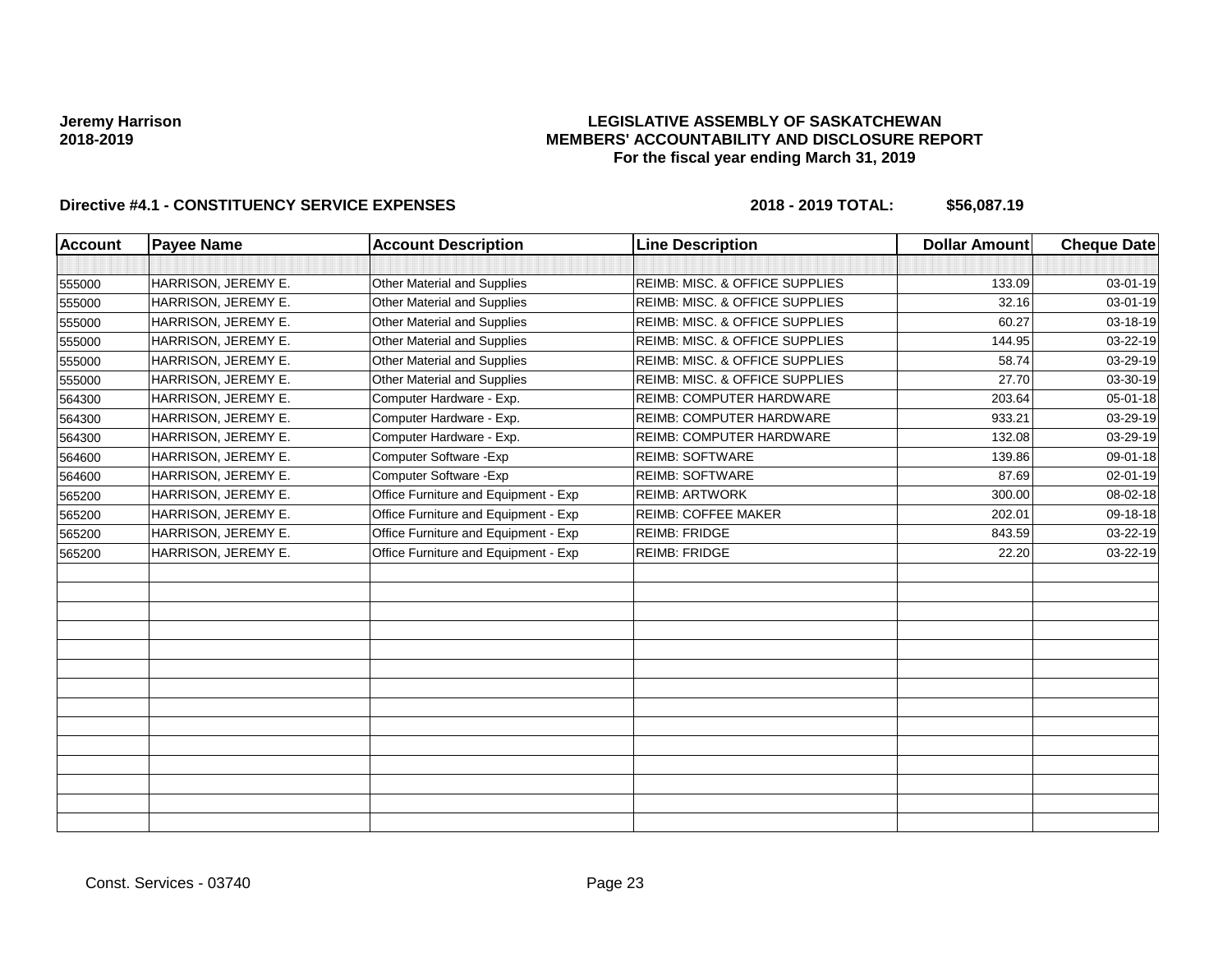**Jeremy Harrison**
**2018-2019**

**LEGISLATIVE ASSEMBLY OF SASKATCHEWAN**
**MEMBERS' ACCOUNTABILITY AND DISCLOSURE REPORT**
**For the fiscal year ending March 31, 2019**

**Directive #4.1 - CONSTITUENCY SERVICE EXPENSES** **2018 - 2019 TOTAL: $56,087.19**

| Account | Payee Name | Account Description | Line Description | Dollar Amount | Cheque Date |
|---|---|---|---|---|---|
| | | | | | |
| 555000 | HARRISON, JEREMY E. | Other Material and Supplies | REIMB: MISC. & OFFICE SUPPLIES | 133.09 | 03-01-19 |
| 555000 | HARRISON, JEREMY E. | Other Material and Supplies | REIMB: MISC. & OFFICE SUPPLIES | 32.16 | 03-01-19 |
| 555000 | HARRISON, JEREMY E. | Other Material and Supplies | REIMB: MISC. & OFFICE SUPPLIES | 60.27 | 03-18-19 |
| 555000 | HARRISON, JEREMY E. | Other Material and Supplies | REIMB: MISC. & OFFICE SUPPLIES | 144.95 | 03-22-19 |
| 555000 | HARRISON, JEREMY E. | Other Material and Supplies | REIMB: MISC. & OFFICE SUPPLIES | 58.74 | 03-29-19 |
| 555000 | HARRISON, JEREMY E. | Other Material and Supplies | REIMB: MISC. & OFFICE SUPPLIES | 27.70 | 03-30-19 |
| 564300 | HARRISON, JEREMY E. | Computer Hardware - Exp. | REIMB: COMPUTER HARDWARE | 203.64 | 05-01-18 |
| 564300 | HARRISON, JEREMY E. | Computer Hardware - Exp. | REIMB: COMPUTER HARDWARE | 933.21 | 03-29-19 |
| 564300 | HARRISON, JEREMY E. | Computer Hardware - Exp. | REIMB: COMPUTER HARDWARE | 132.08 | 03-29-19 |
| 564600 | HARRISON, JEREMY E. | Computer Software -Exp | REIMB: SOFTWARE | 139.86 | 09-01-18 |
| 564600 | HARRISON, JEREMY E. | Computer Software -Exp | REIMB: SOFTWARE | 87.69 | 02-01-19 |
| 565200 | HARRISON, JEREMY E. | Office Furniture and Equipment - Exp | REIMB: ARTWORK | 300.00 | 08-02-18 |
| 565200 | HARRISON, JEREMY E. | Office Furniture and Equipment - Exp | REIMB: COFFEE MAKER | 202.01 | 09-18-18 |
| 565200 | HARRISON, JEREMY E. | Office Furniture and Equipment - Exp | REIMB: FRIDGE | 843.59 | 03-22-19 |
| 565200 | HARRISON, JEREMY E. | Office Furniture and Equipment - Exp | REIMB: FRIDGE | 22.20 | 03-22-19 |

Const. Services - 03740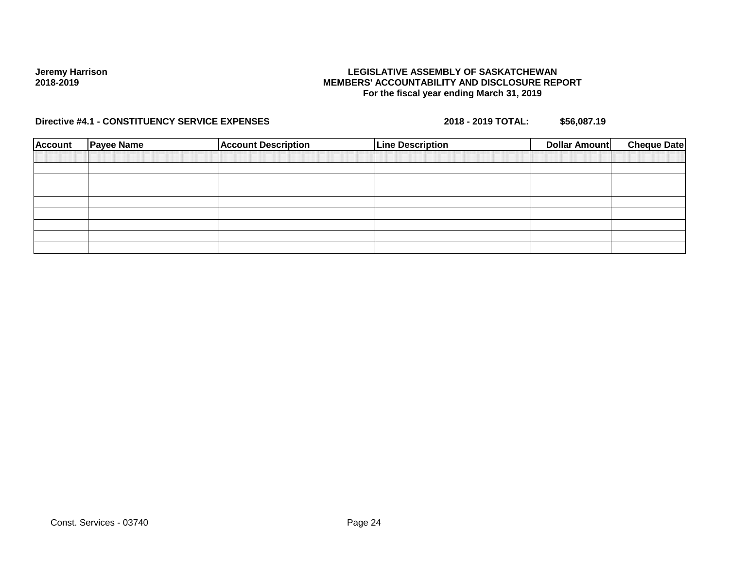**Jeremy Harrison**
**2018-2019**

**LEGISLATIVE ASSEMBLY OF SASKATCHEWAN**
**MEMBERS' ACCOUNTABILITY AND DISCLOSURE REPORT**
**For the fiscal year ending March 31, 2019**

**Directive #4.1 - CONSTITUENCY SERVICE EXPENSES** **2018 - 2019 TOTAL: $56,087.19**

| Account | Payee Name | Account Description | Line Description | Dollar Amount | Cheque Date |
|---|---|---|---|---|---|
| | | | | | |
| | | | | | |
| | | | | | |
| | | | | | |
| | | | | | |
| | | | | | |
| | | | | | |
| | | | | | |

Const. Services - 03740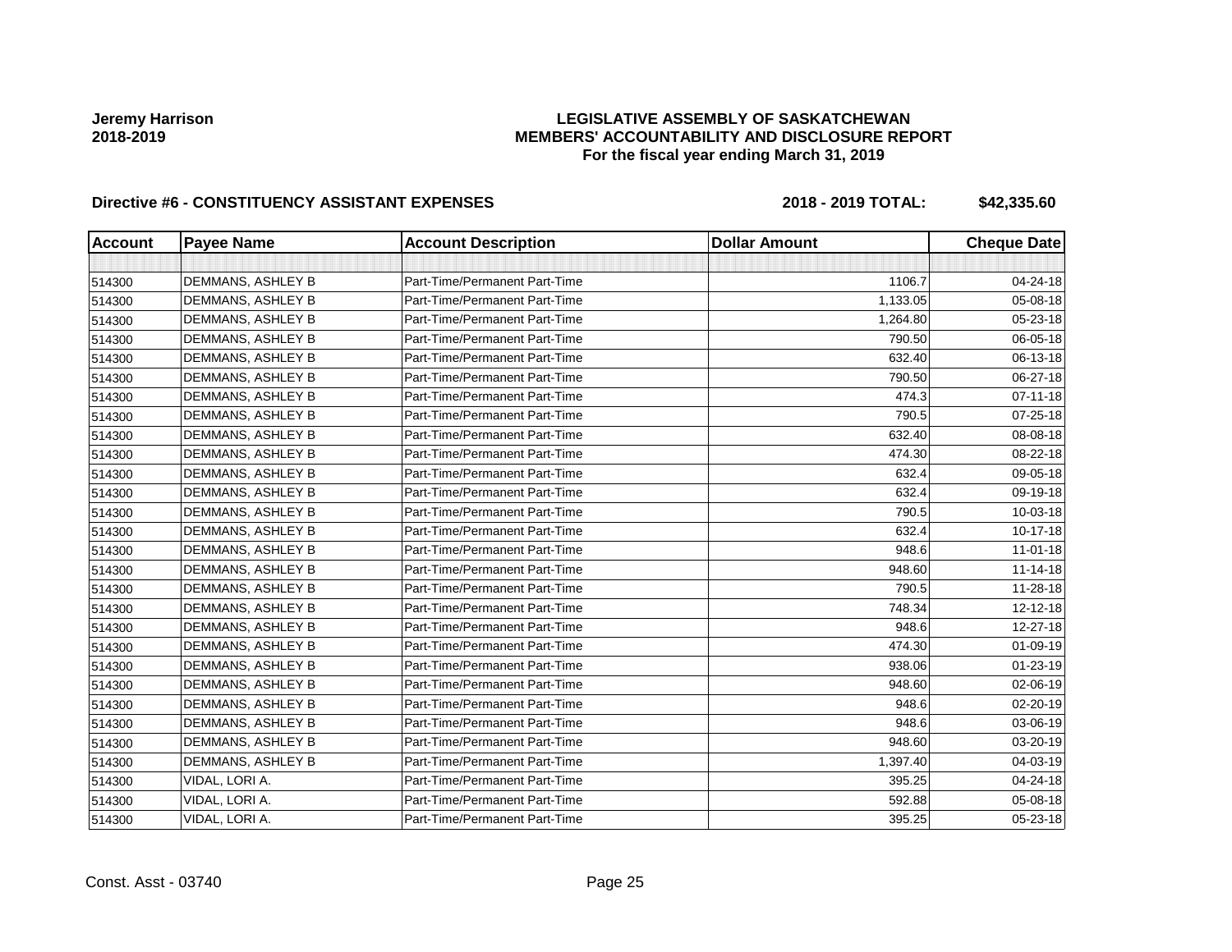**Jeremy Harrison**
**2018-2019**

**LEGISLATIVE ASSEMBLY OF SASKATCHEWAN**
**MEMBERS' ACCOUNTABILITY AND DISCLOSURE REPORT**
**For the fiscal year ending March 31, 2019**

**Directive #6 - CONSTITUENCY ASSISTANT EXPENSES** **2018 - 2019 TOTAL: $42,335.60**

| Account | Payee Name | Account Description | Dollar Amount | Cheque Date |
|---|---|---|---|---|
| | | | | |
| 514300 | DEMMANS, ASHLEY B | Part-Time/Permanent Part-Time | 1106.7 | 04-24-18 |
| 514300 | DEMMANS, ASHLEY B | Part-Time/Permanent Part-Time | 1,133.05 | 05-08-18 |
| 514300 | DEMMANS, ASHLEY B | Part-Time/Permanent Part-Time | 1,264.80 | 05-23-18 |
| 514300 | DEMMANS, ASHLEY B | Part-Time/Permanent Part-Time | 790.50 | 06-05-18 |
| 514300 | DEMMANS, ASHLEY B | Part-Time/Permanent Part-Time | 632.40 | 06-13-18 |
| 514300 | DEMMANS, ASHLEY B | Part-Time/Permanent Part-Time | 790.50 | 06-27-18 |
| 514300 | DEMMANS, ASHLEY B | Part-Time/Permanent Part-Time | 474.3 | 07-11-18 |
| 514300 | DEMMANS, ASHLEY B | Part-Time/Permanent Part-Time | 790.5 | 07-25-18 |
| 514300 | DEMMANS, ASHLEY B | Part-Time/Permanent Part-Time | 632.40 | 08-08-18 |
| 514300 | DEMMANS, ASHLEY B | Part-Time/Permanent Part-Time | 474.30 | 08-22-18 |
| 514300 | DEMMANS, ASHLEY B | Part-Time/Permanent Part-Time | 632.4 | 09-05-18 |
| 514300 | DEMMANS, ASHLEY B | Part-Time/Permanent Part-Time | 632.4 | 09-19-18 |
| 514300 | DEMMANS, ASHLEY B | Part-Time/Permanent Part-Time | 790.5 | 10-03-18 |
| 514300 | DEMMANS, ASHLEY B | Part-Time/Permanent Part-Time | 632.4 | 10-17-18 |
| 514300 | DEMMANS, ASHLEY B | Part-Time/Permanent Part-Time | 948.6 | 11-01-18 |
| 514300 | DEMMANS, ASHLEY B | Part-Time/Permanent Part-Time | 948.60 | 11-14-18 |
| 514300 | DEMMANS, ASHLEY B | Part-Time/Permanent Part-Time | 790.5 | 11-28-18 |
| 514300 | DEMMANS, ASHLEY B | Part-Time/Permanent Part-Time | 748.34 | 12-12-18 |
| 514300 | DEMMANS, ASHLEY B | Part-Time/Permanent Part-Time | 948.6 | 12-27-18 |
| 514300 | DEMMANS, ASHLEY B | Part-Time/Permanent Part-Time | 474.30 | 01-09-19 |
| 514300 | DEMMANS, ASHLEY B | Part-Time/Permanent Part-Time | 938.06 | 01-23-19 |
| 514300 | DEMMANS, ASHLEY B | Part-Time/Permanent Part-Time | 948.60 | 02-06-19 |
| 514300 | DEMMANS, ASHLEY B | Part-Time/Permanent Part-Time | 948.6 | 02-20-19 |
| 514300 | DEMMANS, ASHLEY B | Part-Time/Permanent Part-Time | 948.6 | 03-06-19 |
| 514300 | DEMMANS, ASHLEY B | Part-Time/Permanent Part-Time | 948.60 | 03-20-19 |
| 514300 | DEMMANS, ASHLEY B | Part-Time/Permanent Part-Time | 1,397.40 | 04-03-19 |
| 514300 | VIDAL, LORI A. | Part-Time/Permanent Part-Time | 395.25 | 04-24-18 |
| 514300 | VIDAL, LORI A. | Part-Time/Permanent Part-Time | 592.88 | 05-08-18 |
| 514300 | VIDAL, LORI A. | Part-Time/Permanent Part-Time | 395.25 | 05-23-18 |

Const. Asst - 03740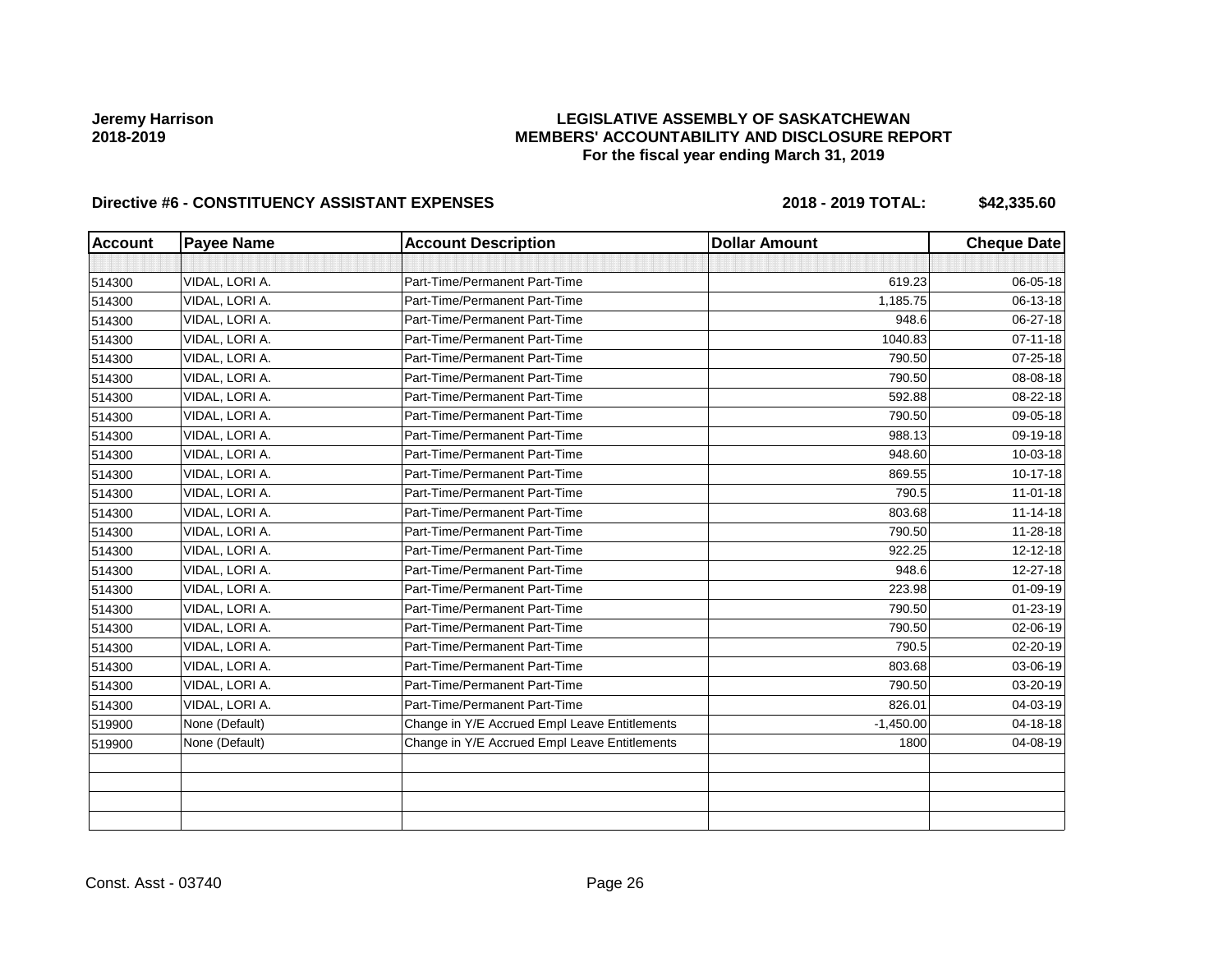**Jeremy Harrison**
**2018-2019**

# LEGISLATIVE ASSEMBLY OF SASKATCHEWAN
## MEMBERS' ACCOUNTABILITY AND DISCLOSURE REPORT
### For the fiscal year ending March 31, 2019

**Directive #6 - CONSTITUENCY ASSISTANT EXPENSES** **2018 - 2019 TOTAL: $42,335.60**

| Account | Payee Name | Account Description | Dollar Amount | Cheque Date |
|---|---|---|---|---|
| | | | | |
| 514300 | VIDAL, LORI A. | Part-Time/Permanent Part-Time | 619.23 | 06-05-18 |
| 514300 | VIDAL, LORI A. | Part-Time/Permanent Part-Time | 1,185.75 | 06-13-18 |
| 514300 | VIDAL, LORI A. | Part-Time/Permanent Part-Time | 948.6 | 06-27-18 |
| 514300 | VIDAL, LORI A. | Part-Time/Permanent Part-Time | 1040.83 | 07-11-18 |
| 514300 | VIDAL, LORI A. | Part-Time/Permanent Part-Time | 790.50 | 07-25-18 |
| 514300 | VIDAL, LORI A. | Part-Time/Permanent Part-Time | 790.50 | 08-08-18 |
| 514300 | VIDAL, LORI A. | Part-Time/Permanent Part-Time | 592.88 | 08-22-18 |
| 514300 | VIDAL, LORI A. | Part-Time/Permanent Part-Time | 790.50 | 09-05-18 |
| 514300 | VIDAL, LORI A. | Part-Time/Permanent Part-Time | 988.13 | 09-19-18 |
| 514300 | VIDAL, LORI A. | Part-Time/Permanent Part-Time | 948.60 | 10-03-18 |
| 514300 | VIDAL, LORI A. | Part-Time/Permanent Part-Time | 869.55 | 10-17-18 |
| 514300 | VIDAL, LORI A. | Part-Time/Permanent Part-Time | 790.5 | 11-01-18 |
| 514300 | VIDAL, LORI A. | Part-Time/Permanent Part-Time | 803.68 | 11-14-18 |
| 514300 | VIDAL, LORI A. | Part-Time/Permanent Part-Time | 790.50 | 11-28-18 |
| 514300 | VIDAL, LORI A. | Part-Time/Permanent Part-Time | 922.25 | 12-12-18 |
| 514300 | VIDAL, LORI A. | Part-Time/Permanent Part-Time | 948.6 | 12-27-18 |
| 514300 | VIDAL, LORI A. | Part-Time/Permanent Part-Time | 223.98 | 01-09-19 |
| 514300 | VIDAL, LORI A. | Part-Time/Permanent Part-Time | 790.50 | 01-23-19 |
| 514300 | VIDAL, LORI A. | Part-Time/Permanent Part-Time | 790.50 | 02-06-19 |
| 514300 | VIDAL, LORI A. | Part-Time/Permanent Part-Time | 790.5 | 02-20-19 |
| 514300 | VIDAL, LORI A. | Part-Time/Permanent Part-Time | 803.68 | 03-06-19 |
| 514300 | VIDAL, LORI A. | Part-Time/Permanent Part-Time | 790.50 | 03-20-19 |
| 514300 | VIDAL, LORI A. | Part-Time/Permanent Part-Time | 826.01 | 04-03-19 |
| 519900 | None (Default) | Change in Y/E Accrued Empl Leave Entitlements | -1,450.00 | 04-18-18 |
| 519900 | None (Default) | Change in Y/E Accrued Empl Leave Entitlements | 1800 | 04-08-19 |
| | | | | |
| | | | | |
| | | | | |
| | | | | |

Const. Asst - 03740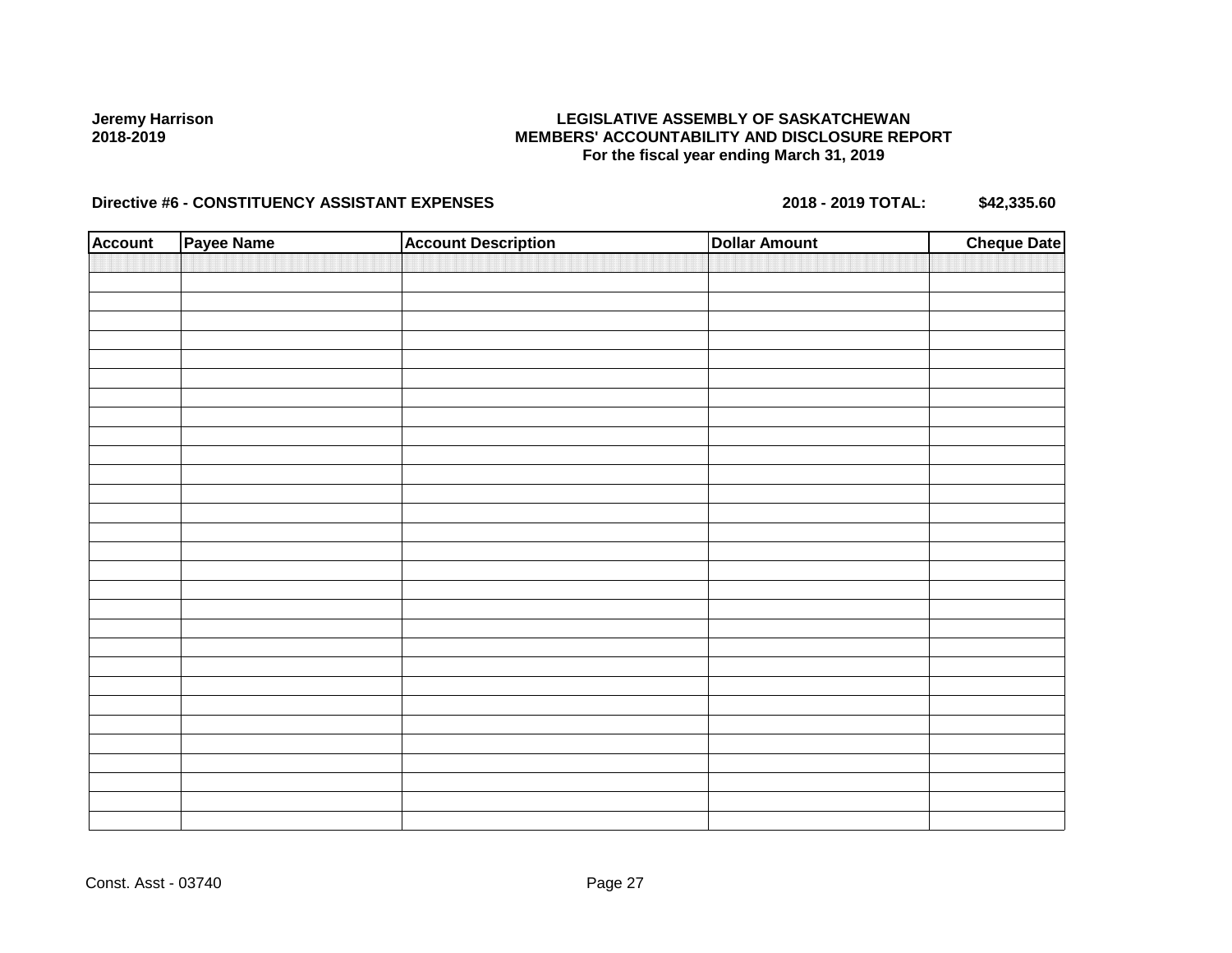**Jeremy Harrison**
**2018-2019**

**LEGISLATIVE ASSEMBLY OF SASKATCHEWAN**
**MEMBERS' ACCOUNTABILITY AND DISCLOSURE REPORT**
**For the fiscal year ending March 31, 2019**

**Directive #6 - CONSTITUENCY ASSISTANT EXPENSES** **2018 - 2019 TOTAL: $42,335.60**

| Account | Payee Name | Account Description | Dollar Amount | Cheque Date |
|---|---|---|---|---|
| | | | | |

Const. Asst - 03740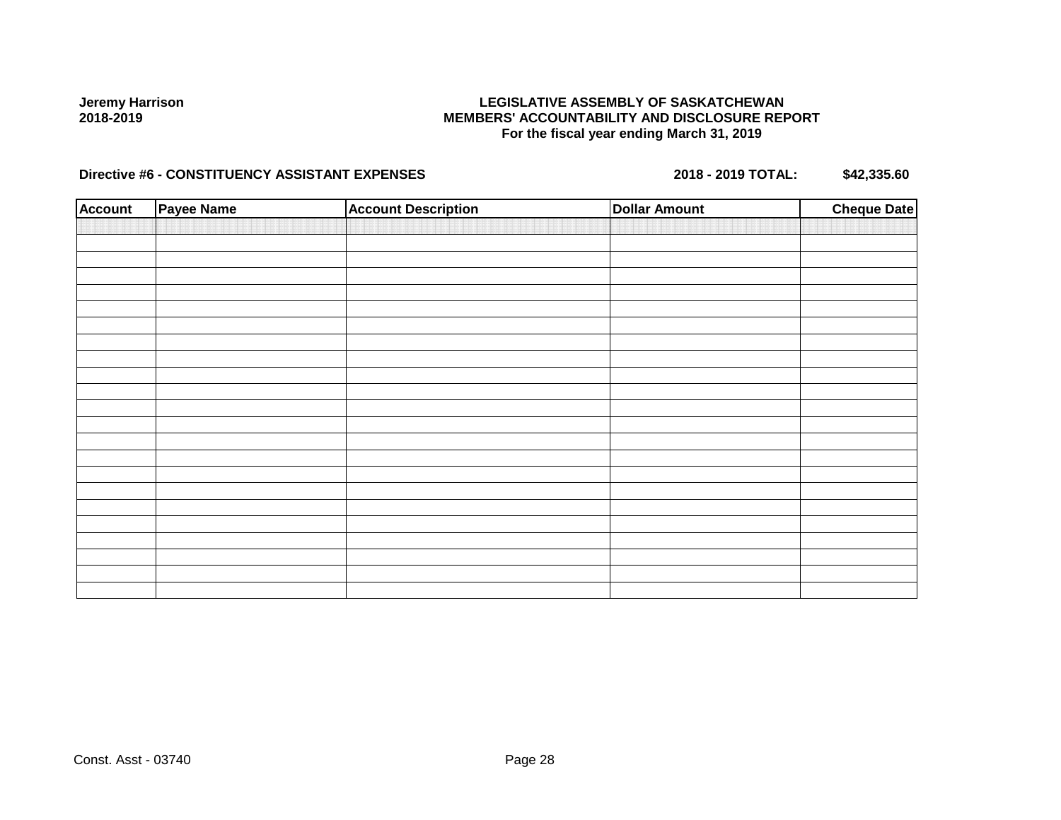Jeremy Harrison
2018-2019

**LEGISLATIVE ASSEMBLY OF SASKATCHEWAN**
**MEMBERS' ACCOUNTABILITY AND DISCLOSURE REPORT**
**For the fiscal year ending March 31, 2019**

**Directive #6 - CONSTITUENCY ASSISTANT EXPENSES** **2018 - 2019 TOTAL: $42,335.60**

| Account | Payee Name | Account Description | Dollar Amount | Cheque Date |
|---|---|---|---|---|
| | | | | |
| | | | | |
| | | | | |
| | | | | |
| | | | | |
| | | | | |
| | | | | |
| | | | | |
| | | | | |
| | | | | |
| | | | | |
| | | | | |
| | | | | |
| | | | | |
| | | | | |
| | | | | |
| | | | | |
| | | | | |
| | | | | |
| | | | | |
| | | | | |
| | | | | |
| | | | | |

Const. Asst - 03740